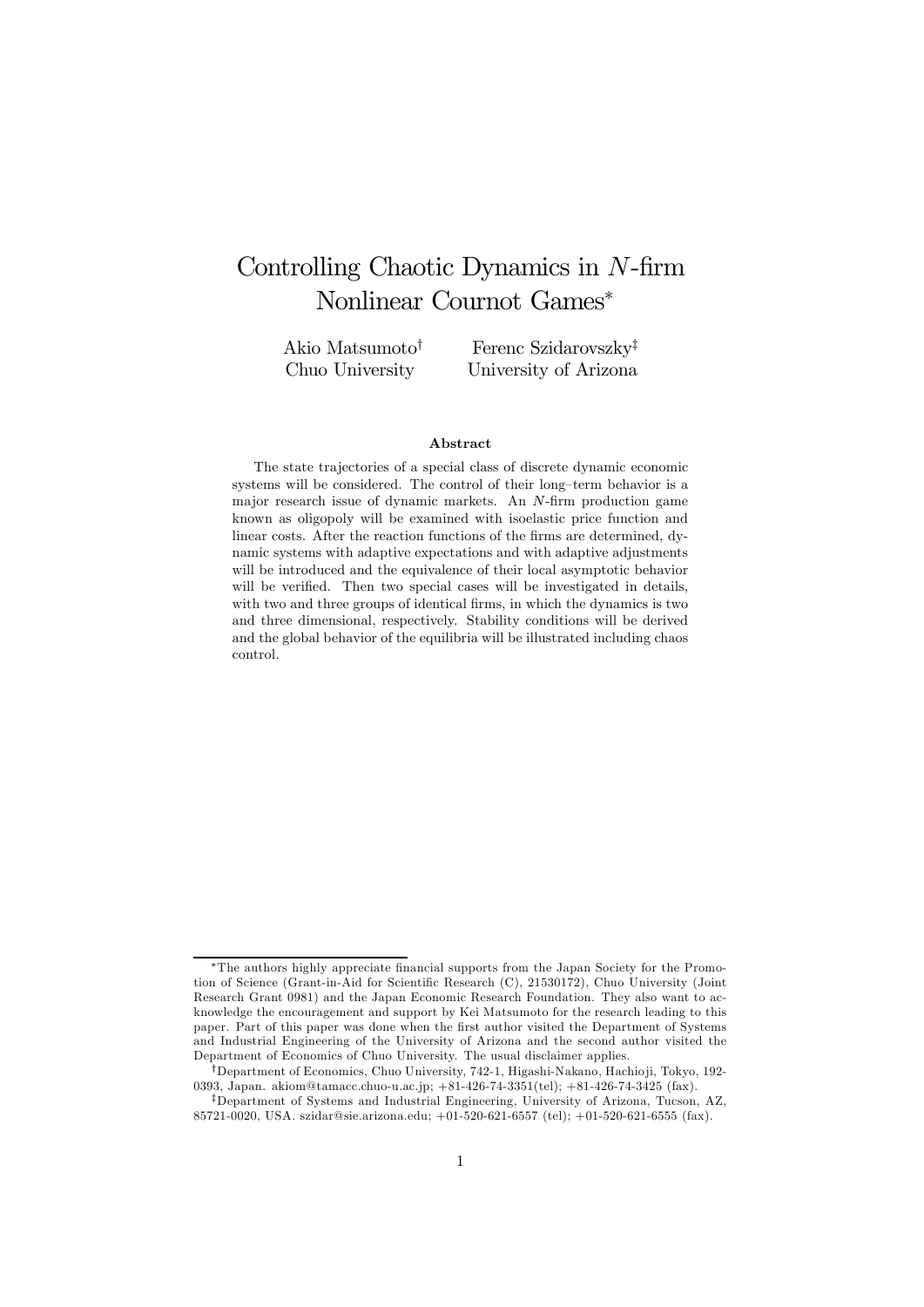# Controlling Chaotic Dynamics in $N$-firm Nonlinear Cournot Games*

Akio Matsumoto[†]
Chuo University

Ferenc Szidarovszky[‡]
University of Arizona

### Abstract

The state trajectories of a special class of discrete dynamic economic systems will be considered. The control of their long–term behavior is a major research issue of dynamic markets. An $N$-firm production game known as oligopoly will be examined with isoelastic price function and linear costs. After the reaction functions of the firms are determined, dynamic systems with adaptive expectations and with adaptive adjustments will be introduced and the equivalence of their local asymptotic behavior will be verified. Then two special cases will be investigated in details, with two and three groups of identical firms, in which the dynamics is two and three dimensional, respectively. Stability conditions will be derived and the global behavior of the equilibria will be illustrated including chaos control.

---

*The authors highly appreciate financial supports from the Japan Society for the Promotion of Science (Grant-in-Aid for Scientific Research (C), 21530172), Chuo University (Joint Research Grant 0981) and the Japan Economic Research Foundation. They also want to acknowledge the encouragement and support by Kei Matsumoto for the research leading to this paper. Part of this paper was done when the first author visited the Department of Systems and Industrial Engineering of the University of Arizona and the second author visited the Department of Economics of Chuo University. The usual disclaimer applies.

[†]Department of Economics, Chuo University, 742-1, Higashi-Nakano, Hachioji, Tokyo, 192-0393, Japan. akiom@tamacc.chuo-u.ac.jp; +81-426-74-3351(tel); +81-426-74-3425 (fax).

[‡]Department of Systems and Industrial Engineering, University of Arizona, Tucson, AZ, 85721-0020, USA. szidar@sie.arizona.edu; +01-520-621-6557 (tel); +01-520-621-6555 (fax).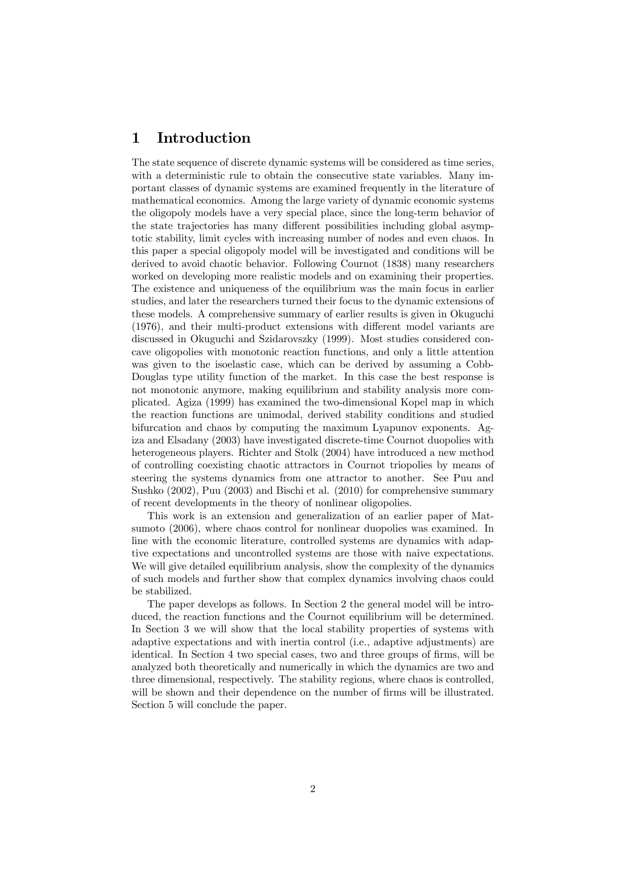# 1 Introduction

The state sequence of discrete dynamic systems will be considered as time series, with a deterministic rule to obtain the consecutive state variables. Many important classes of dynamic systems are examined frequently in the literature of mathematical economics. Among the large variety of dynamic economic systems the oligopoly models have a very special place, since the long-term behavior of the state trajectories has many different possibilities including global asymptotic stability, limit cycles with increasing number of nodes and even chaos. In this paper a special oligopoly model will be investigated and conditions will be derived to avoid chaotic behavior. Following Cournot (1838) many researchers worked on developing more realistic models and on examining their properties. The existence and uniqueness of the equilibrium was the main focus in earlier studies, and later the researchers turned their focus to the dynamic extensions of these models. A comprehensive summary of earlier results is given in Okuguchi (1976), and their multi-product extensions with different model variants are discussed in Okuguchi and Szidarovszky (1999). Most studies considered concave oligopolies with monotonic reaction functions, and only a little attention was given to the isoelastic case, which can be derived by assuming a Cobb-Douglas type utility function of the market. In this case the best response is not monotonic anymore, making equilibrium and stability analysis more complicated. Agiza (1999) has examined the two-dimensional Kopel map in which the reaction functions are unimodal, derived stability conditions and studied bifurcation and chaos by computing the maximum Lyapunov exponents. Agiza and Elsadany (2003) have investigated discrete-time Cournot duopolies with heterogeneous players. Richter and Stolk (2004) have introduced a new method of controlling coexisting chaotic attractors in Cournot triopolies by means of steering the systems dynamics from one attractor to another. See Puu and Sushko (2002), Puu (2003) and Bischi et al. (2010) for comprehensive summary of recent developments in the theory of nonlinear oligopolies.

This work is an extension and generalization of an earlier paper of Matsumoto (2006), where chaos control for nonlinear duopolies was examined. In line with the economic literature, controlled systems are dynamics with adaptive expectations and uncontrolled systems are those with naive expectations. We will give detailed equilibrium analysis, show the complexity of the dynamics of such models and further show that complex dynamics involving chaos could be stabilized.

The paper develops as follows. In Section 2 the general model will be introduced, the reaction functions and the Cournot equilibrium will be determined. In Section 3 we will show that the local stability properties of systems with adaptive expectations and with inertia control (i.e., adaptive adjustments) are identical. In Section 4 two special cases, two and three groups of firms, will be analyzed both theoretically and numerically in which the dynamics are two and three dimensional, respectively. The stability regions, where chaos is controlled, will be shown and their dependence on the number of firms will be illustrated. Section 5 will conclude the paper.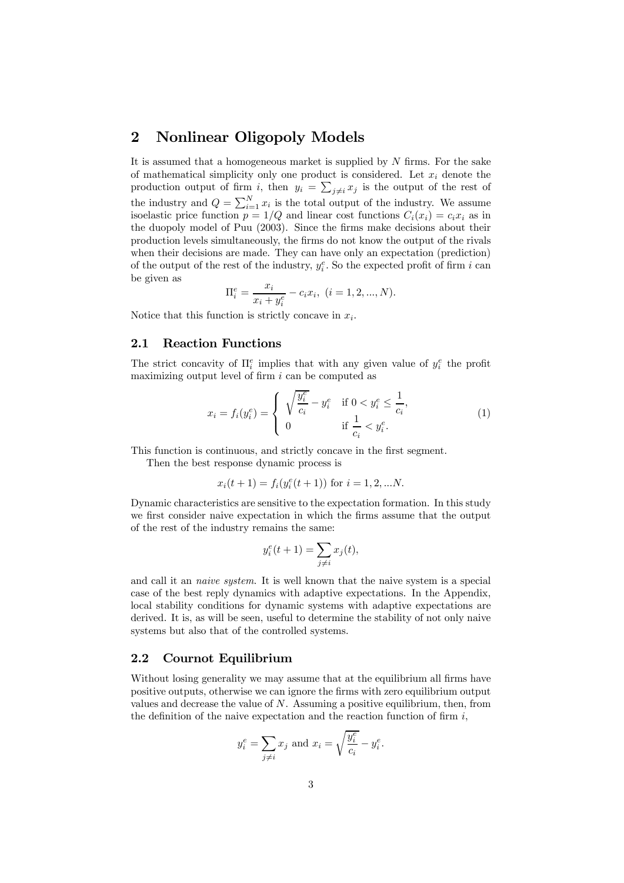## 2 Nonlinear Oligopoly Models

It is assumed that a homogeneous market is supplied by $N$ firms. For the sake of mathematical simplicity only one product is considered. Let $x_i$ denote the production output of firm $i$, then $y_i = \sum_{j \neq i} x_j$ is the output of the rest of the industry and $Q = \sum_{i=1}^{N} x_i$ is the total output of the industry. We assume isoelastic price function $p = 1/Q$ and linear cost functions $C_i(x_i) = c_i x_i$ as in the duopoly model of Puu (2003). Since the firms make decisions about their production levels simultaneously, the firms do not know the output of the rivals when their decisions are made. They can have only an expectation (prediction) of the output of the rest of the industry, $y_i^e$. So the expected profit of firm $i$ can be given as

$$\Pi_i^e = \frac{x_i}{x_i + y_i^e} - c_i x_i, \ (i = 1, 2, ..., N).$$

Notice that this function is strictly concave in $x_i$.

### 2.1 Reaction Functions

The strict concavity of $\Pi_i^e$ implies that with any given value of $y_i^e$ the profit maximizing output level of firm $i$ can be computed as

$$x_i = f_i(y_i^e) = \begin{cases} \sqrt{\dfrac{y_i^e}{c_i}} - y_i^e & \text{if } 0 < y_i^e \leq \dfrac{1}{c_i}, \\ 0 & \text{if } \dfrac{1}{c_i} < y_i^e. \end{cases} \tag{1}$$

This function is continuous, and strictly concave in the first segment.

Then the best response dynamic process is

$$x_i(t+1) = f_i(y_i^e(t+1)) \text{ for } i = 1, 2, ...N.$$

Dynamic characteristics are sensitive to the expectation formation. In this study we first consider naive expectation in which the firms assume that the output of the rest of the industry remains the same:

$$y_i^e(t+1) = \sum_{j \neq i} x_j(t),$$

and call it an *naive system*. It is well known that the naive system is a special case of the best reply dynamics with adaptive expectations. In the Appendix, local stability conditions for dynamic systems with adaptive expectations are derived. It is, as will be seen, useful to determine the stability of not only naive systems but also that of the controlled systems.

### 2.2 Cournot Equilibrium

Without losing generality we may assume that at the equilibrium all firms have positive outputs, otherwise we can ignore the firms with zero equilibrium output values and decrease the value of $N$. Assuming a positive equilibrium, then, from the definition of the naive expectation and the reaction function of firm $i$,

$$y_i^e = \sum_{j \neq i} x_j \text{ and } x_i = \sqrt{\frac{y_i^e}{c_i}} - y_i^e.$$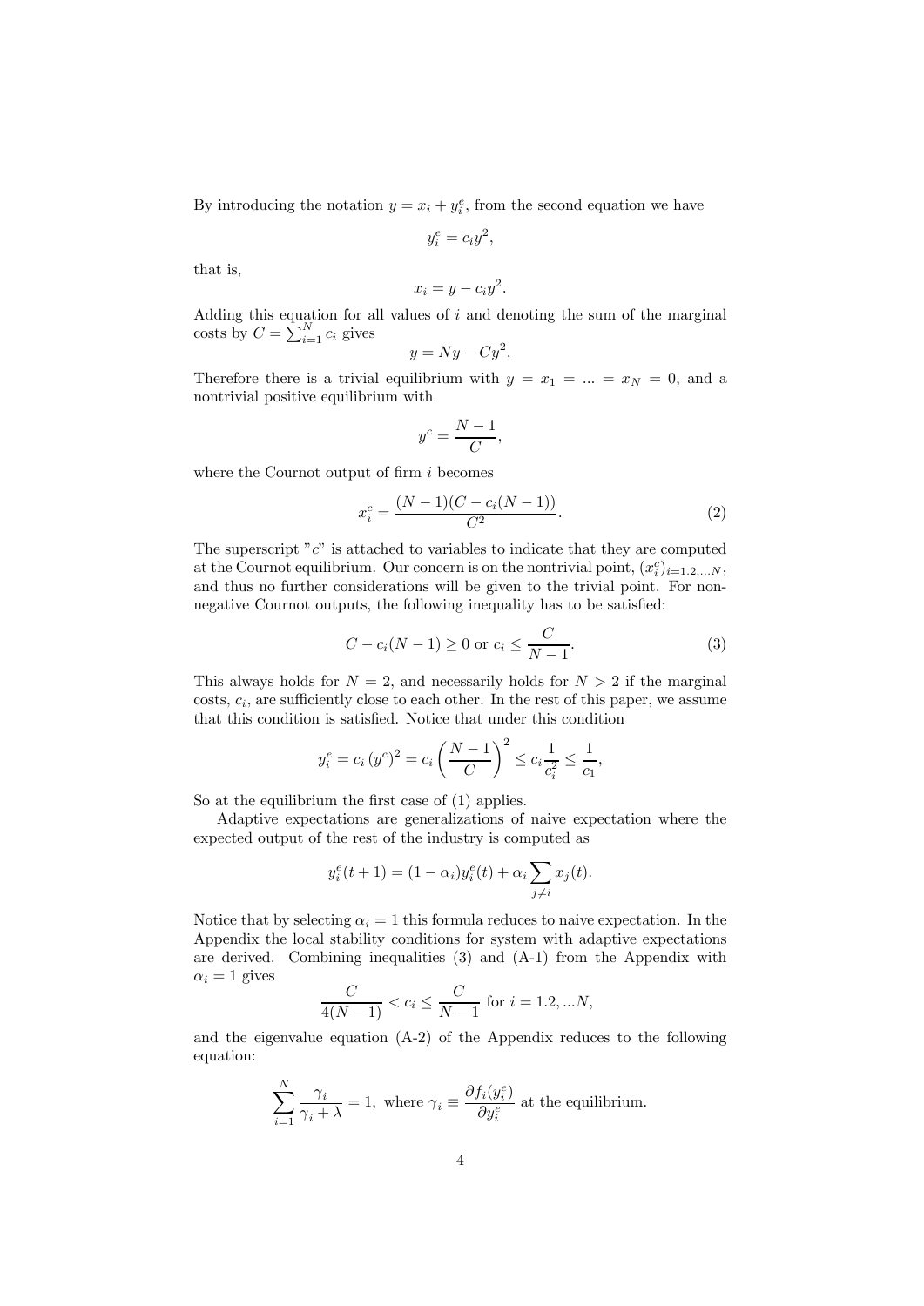By introducing the notation $y = x_i + y_i^e$, from the second equation we have

$$y_i^e = c_i y^2,$$

that is,

$$x_i = y - c_i y^2.$$

Adding this equation for all values of $i$ and denoting the sum of the marginal costs by $C = \sum_{i=1}^{N} c_i$ gives

$$y = Ny - Cy^2.$$

Therefore there is a trivial equilibrium with $y = x_1 = ... = x_N = 0$, and a nontrivial positive equilibrium with

$$y^c = \frac{N-1}{C},$$

where the Cournot output of firm $i$ becomes

$$x_i^c = \frac{(N-1)(C - c_i(N-1))}{C^2}. \tag{2}$$

The superscript "$c$" is attached to variables to indicate that they are computed at the Cournot equilibrium. Our concern is on the nontrivial point, $(x_i^c)_{i=1.2,...N}$, and thus no further considerations will be given to the trivial point. For nonnegative Cournot outputs, the following inequality has to be satisfied:

$$C - c_i(N-1) \geq 0 \text{ or } c_i \leq \frac{C}{N-1}. \tag{3}$$

This always holds for $N = 2$, and necessarily holds for $N > 2$ if the marginal costs, $c_i$, are sufficiently close to each other. In the rest of this paper, we assume that this condition is satisfied. Notice that under this condition

$$y_i^e = c_i \left(y^c\right)^2 = c_i \left(\frac{N-1}{C}\right)^2 \leq c_i \frac{1}{c_i^2} \leq \frac{1}{c_1},$$

So at the equilibrium the first case of (1) applies.

Adaptive expectations are generalizations of naive expectation where the expected output of the rest of the industry is computed as

$$y_i^e(t+1) = (1-\alpha_i) y_i^e(t) + \alpha_i \sum_{j \neq i} x_j(t).$$

Notice that by selecting $\alpha_i = 1$ this formula reduces to naive expectation. In the Appendix the local stability conditions for system with adaptive expectations are derived. Combining inequalities (3) and (A-1) from the Appendix with $\alpha_i = 1$ gives

$$\frac{C}{4(N-1)} < c_i \leq \frac{C}{N-1} \text{ for } i = 1.2, ...N,$$

and the eigenvalue equation (A-2) of the Appendix reduces to the following equation:

$$\sum_{i=1}^{N} \frac{\gamma_i}{\gamma_i + \lambda} = 1, \text{ where } \gamma_i \equiv \frac{\partial f_i(y_i^e)}{\partial y_i^e} \text{ at the equilibrium.}$$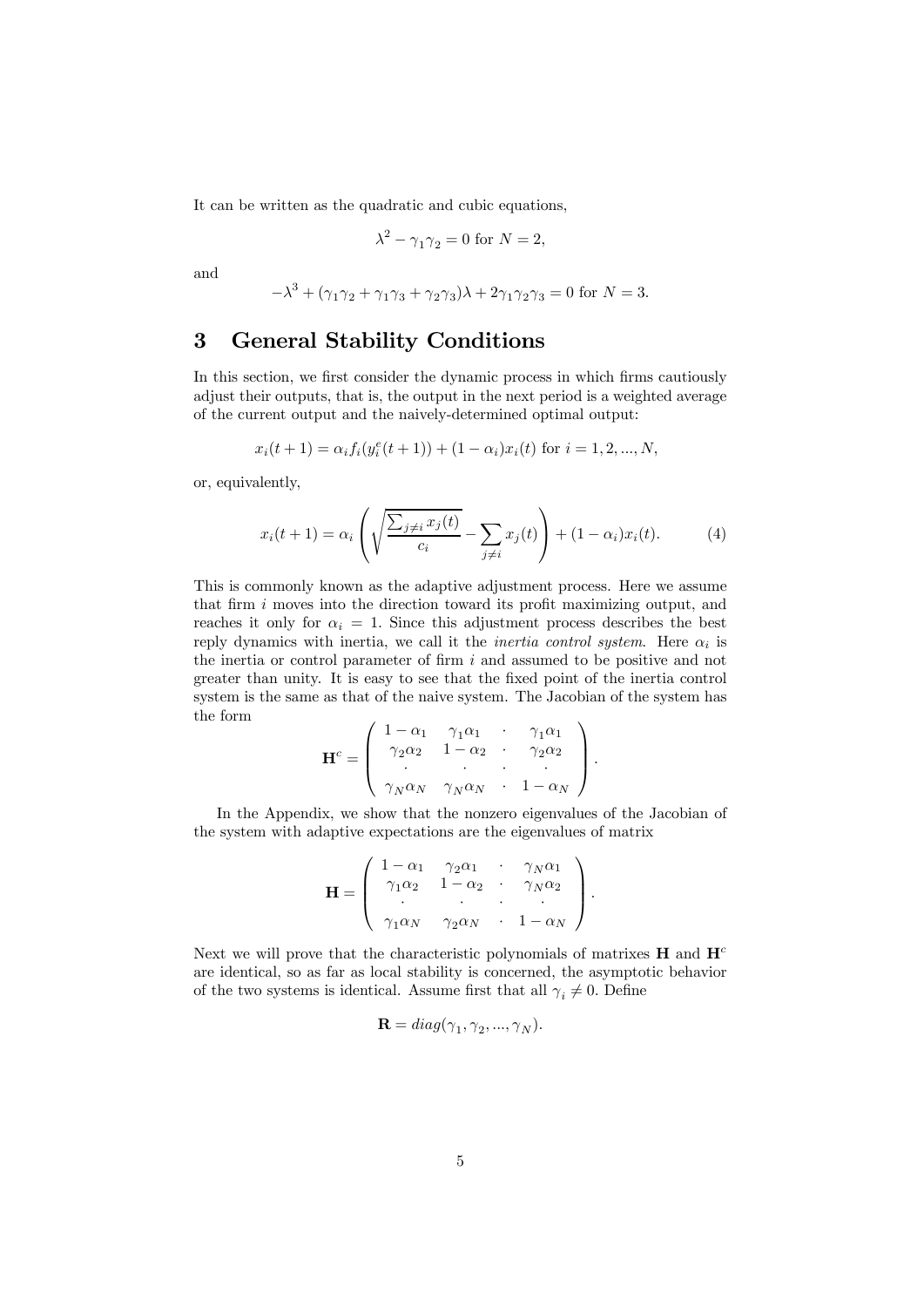It can be written as the quadratic and cubic equations,

$$\lambda^2 - \gamma_1\gamma_2 = 0 \text{ for } N = 2,$$

and

$$-\lambda^3 + (\gamma_1\gamma_2 + \gamma_1\gamma_3 + \gamma_2\gamma_3)\lambda + 2\gamma_1\gamma_2\gamma_3 = 0 \text{ for } N = 3.$$

# 3 General Stability Conditions

In this section, we first consider the dynamic process in which firms cautiously adjust their outputs, that is, the output in the next period is a weighted average of the current output and the naively-determined optimal output:

$$x_i(t+1) = \alpha_i f_i(y_i^e(t+1)) + (1-\alpha_i)x_i(t) \text{ for } i = 1, 2, ..., N,$$

or, equivalently,

$$x_i(t+1) = \alpha_i \left( \sqrt{\frac{\sum_{j\neq i} x_j(t)}{c_i}} - \sum_{j\neq i} x_j(t) \right) + (1-\alpha_i)x_i(t). \tag{4}$$

This is commonly known as the adaptive adjustment process. Here we assume that firm $i$ moves into the direction toward its profit maximizing output, and reaches it only for $\alpha_i = 1$. Since this adjustment process describes the best reply dynamics with inertia, we call it the *inertia control system*. Here $\alpha_i$ is the inertia or control parameter of firm $i$ and assumed to be positive and not greater than unity. It is easy to see that the fixed point of the inertia control system is the same as that of the naive system. The Jacobian of the system has the form

$$\mathbf{H}^c = \begin{pmatrix} 1-\alpha_1 & \gamma_1\alpha_1 & \cdot & \gamma_1\alpha_1 \\ \gamma_2\alpha_2 & 1-\alpha_2 & \cdot & \gamma_2\alpha_2 \\ \cdot & \cdot & \cdot & \cdot \\ \gamma_N\alpha_N & \gamma_N\alpha_N & \cdot & 1-\alpha_N \end{pmatrix}.$$

In the Appendix, we show that the nonzero eigenvalues of the Jacobian of the system with adaptive expectations are the eigenvalues of matrix

$$\mathbf{H} = \begin{pmatrix} 1-\alpha_1 & \gamma_2\alpha_1 & \cdot & \gamma_N\alpha_1 \\ \gamma_1\alpha_2 & 1-\alpha_2 & \cdot & \gamma_N\alpha_2 \\ \cdot & \cdot & \cdot & \cdot \\ \gamma_1\alpha_N & \gamma_2\alpha_N & \cdot & 1-\alpha_N \end{pmatrix}.$$

Next we will prove that the characteristic polynomials of matrixes $\mathbf{H}$ and $\mathbf{H}^c$ are identical, so as far as local stability is concerned, the asymptotic behavior of the two systems is identical. Assume first that all $\gamma_i \neq 0$. Define

$$\mathbf{R} = diag(\gamma_1, \gamma_2, ..., \gamma_N).$$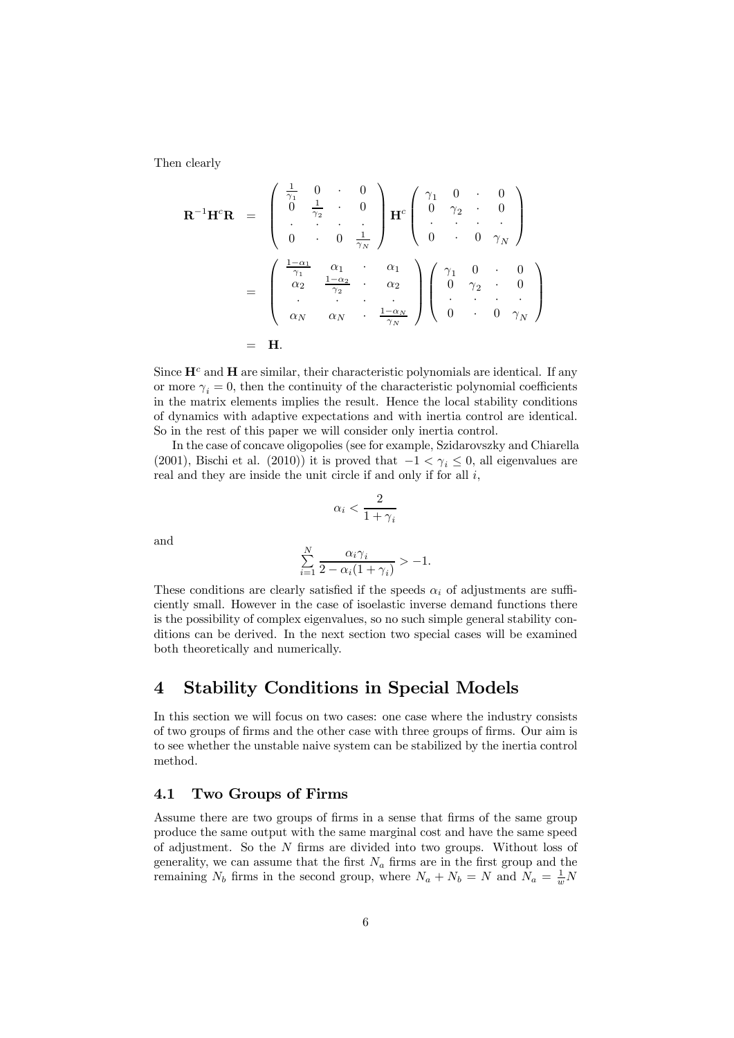Then clearly

$$
\begin{aligned}
\mathbf{R}^{-1}\mathbf{H}^c\mathbf{R} &= \begin{pmatrix} \frac{1}{\gamma_1} & 0 & \cdot & 0 \\ 0 & \frac{1}{\gamma_2} & \cdot & 0 \\ \cdot & \cdot & \cdot & \cdot \\ 0 & \cdot & 0 & \frac{1}{\gamma_N} \end{pmatrix} \mathbf{H}^c \begin{pmatrix} \gamma_1 & 0 & \cdot & 0 \\ 0 & \gamma_2 & \cdot & 0 \\ \cdot & \cdot & \cdot & \cdot \\ 0 & \cdot & 0 & \gamma_N \end{pmatrix} \\
&= \begin{pmatrix} \frac{1-\alpha_1}{\gamma_1} & \alpha_1 & \cdot & \alpha_1 \\ \alpha_2 & \frac{1-\alpha_2}{\gamma_2} & \cdot & \alpha_2 \\ \cdot & \cdot & \cdot & \cdot \\ \alpha_N & \alpha_N & \cdot & \frac{1-\alpha_N}{\gamma_N} \end{pmatrix} \begin{pmatrix} \gamma_1 & 0 & \cdot & 0 \\ 0 & \gamma_2 & \cdot & 0 \\ \cdot & \cdot & \cdot & \cdot \\ 0 & \cdot & 0 & \gamma_N \end{pmatrix} \\
&= \mathbf{H}.
\end{aligned}
$$

Since $\mathbf{H}^c$ and $\mathbf{H}$ are similar, their characteristic polynomials are identical. If any or more $\gamma_i = 0$, then the continuity of the characteristic polynomial coefficients in the matrix elements implies the result. Hence the local stability conditions of dynamics with adaptive expectations and with inertia control are identical. So in the rest of this paper we will consider only inertia control.

In the case of concave oligopolies (see for example, Szidarovszky and Chiarella (2001), Bischi et al. (2010)) it is proved that $-1 < \gamma_i \leq 0$, all eigenvalues are real and they are inside the unit circle if and only if for all $i$,

$$
\alpha_i < \frac{2}{1+\gamma_i}
$$

and

$$
\sum_{i=1}^{N} \frac{\alpha_i \gamma_i}{2 - \alpha_i(1+\gamma_i)} > -1.
$$

These conditions are clearly satisfied if the speeds $\alpha_i$ of adjustments are sufficiently small. However in the case of isoelastic inverse demand functions there is the possibility of complex eigenvalues, so no such simple general stability conditions can be derived. In the next section two special cases will be examined both theoretically and numerically.

# 4 Stability Conditions in Special Models

In this section we will focus on two cases: one case where the industry consists of two groups of firms and the other case with three groups of firms. Our aim is to see whether the unstable naive system can be stabilized by the inertia control method.

## 4.1 Two Groups of Firms

Assume there are two groups of firms in a sense that firms of the same group produce the same output with the same marginal cost and have the same speed of adjustment. So the $N$ firms are divided into two groups. Without loss of generality, we can assume that the first $N_a$ firms are in the first group and the remaining $N_b$ firms in the second group, where $N_a + N_b = N$ and $N_a = \frac{1}{w}N$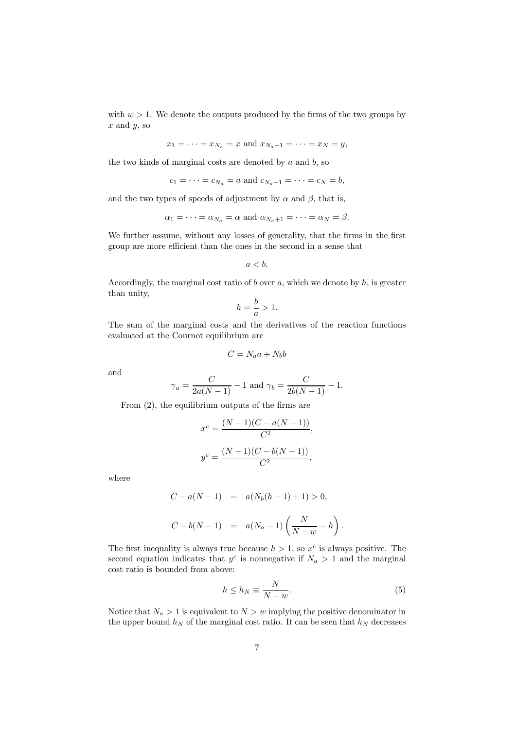with $w > 1$. We denote the outputs produced by the firms of the two groups by $x$ and $y$, so

$$x_1 = \cdots = x_{N_a} = x \text{ and } x_{N_a+1} = \cdots = x_N = y,$$

the two kinds of marginal costs are denoted by $a$ and $b$, so

$$c_1 = \cdots = c_{N_a} = a \text{ and } c_{N_a+1} = \cdots = c_N = b,$$

and the two types of speeds of adjustment by $\alpha$ and $\beta$, that is,

$$\alpha_1 = \cdots = \alpha_{N_a} = \alpha \text{ and } \alpha_{N_a+1} = \cdots = \alpha_N = \beta.$$

We further assume, without any losses of generality, that the firms in the first group are more efficient than the ones in the second in a sense that

$$a < b.$$

Accordingly, the marginal cost ratio of $b$ over $a$, which we denote by $h$, is greater than unity,

$$h = \frac{b}{a} > 1.$$

The sum of the marginal costs and the derivatives of the reaction functions evaluated at the Cournot equilibrium are

$$C = N_a a + N_b b$$

and

$$\gamma_a = \frac{C}{2a(N-1)} - 1 \text{ and } \gamma_b = \frac{C}{2b(N-1)} - 1.$$

From (2), the equilibrium outputs of the firms are

$$x^c = \frac{(N-1)(C - a(N-1))}{C^2},$$

$$y^c = \frac{(N-1)(C - b(N-1))}{C^2},$$

where

$$C - a(N-1) = a(N_b(h-1) + 1) > 0,$$

$$C - b(N-1) = a(N_a - 1)\left(\frac{N}{N-w} - h\right).$$

The first inequality is always true because $h > 1$, so $x^c$ is always positive. The second equation indicates that $y^c$ is nonnegative if $N_a > 1$ and the marginal cost ratio is bounded from above:

$$h \leq h_N \equiv \frac{N}{N-w}. \tag{5}$$

Notice that $N_a > 1$ is equivalent to $N > w$ implying the positive denominator in the upper bound $h_N$ of the marginal cost ratio. It can be seen that $h_N$ decreases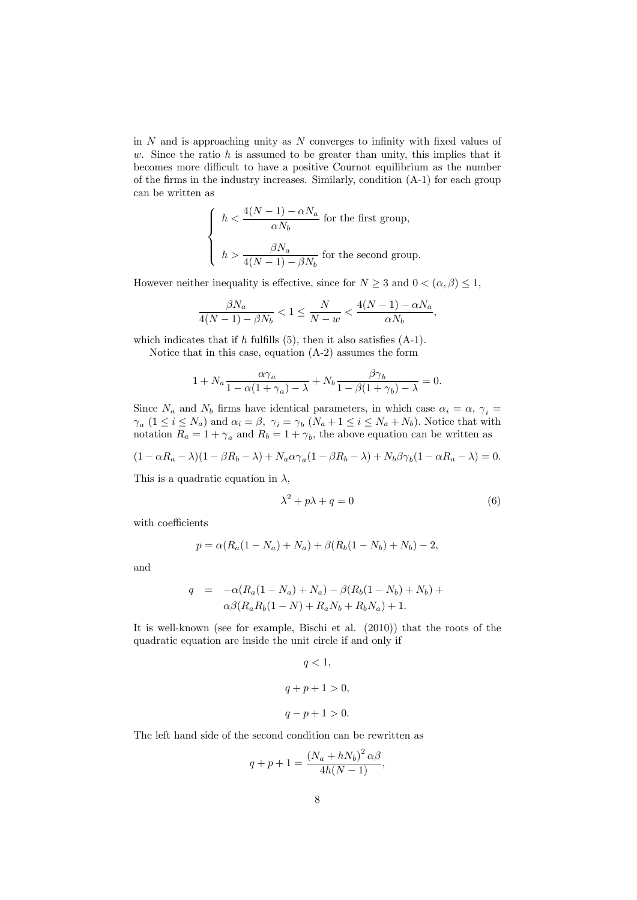in $N$ and is approaching unity as $N$ converges to infinity with fixed values of $w$. Since the ratio $h$ is assumed to be greater than unity, this implies that it becomes more difficult to have a positive Cournot equilibrium as the number of the firms in the industry increases. Similarly, condition (A-1) for each group can be written as

$$\begin{cases} h < \dfrac{4(N-1) - \alpha N_a}{\alpha N_b} \text{ for the first group,} \\[2ex] h > \dfrac{\beta N_a}{4(N-1) - \beta N_b} \text{ for the second group.} \end{cases}$$

However neither inequality is effective, since for $N \geq 3$ and $0 < (\alpha, \beta) \leq 1$,

$$\frac{\beta N_a}{4(N-1) - \beta N_b} < 1 \leq \frac{N}{N-w} < \frac{4(N-1) - \alpha N_a}{\alpha N_b},$$

which indicates that if $h$ fulfills (5), then it also satisfies (A-1).

Notice that in this case, equation (A-2) assumes the form

$$1 + N_a \frac{\alpha \gamma_a}{1 - \alpha(1 + \gamma_a) - \lambda} + N_b \frac{\beta \gamma_b}{1 - \beta(1 + \gamma_b) - \lambda} = 0.$$

Since $N_a$ and $N_b$ firms have identical parameters, in which case $\alpha_i = \alpha$, $\gamma_i = \gamma_a$ $(1 \leq i \leq N_a)$ and $\alpha_i = \beta$, $\gamma_i = \gamma_b$ $(N_a + 1 \leq i \leq N_a + N_b)$. Notice that with notation $R_a = 1 + \gamma_a$ and $R_b = 1 + \gamma_b$, the above equation can be written as

$$(1 - \alpha R_a - \lambda)(1 - \beta R_b - \lambda) + N_a \alpha \gamma_a (1 - \beta R_b - \lambda) + N_b \beta \gamma_b (1 - \alpha R_a - \lambda) = 0.$$

This is a quadratic equation in $\lambda$,

$$\lambda^2 + p\lambda + q = 0 \tag{6}$$

with coefficients

$$p = \alpha(R_a(1 - N_a) + N_a) + \beta(R_b(1 - N_b) + N_b) - 2,$$

and

$$\begin{aligned} q \quad = \quad & -\alpha(R_a(1 - N_a) + N_a) - \beta(R_b(1 - N_b) + N_b) + \\ & \alpha\beta(R_a R_b (1 - N) + R_a N_b + R_b N_a) + 1. \end{aligned}$$

It is well-known (see for example, Bischi et al. (2010)) that the roots of the quadratic equation are inside the unit circle if and only if

$$q < 1,$$

$$q + p + 1 > 0,$$

$$q - p + 1 > 0.$$

The left hand side of the second condition can be rewritten as

$$q + p + 1 = \frac{(N_a + hN_b)^2 \alpha\beta}{4h(N-1)},$$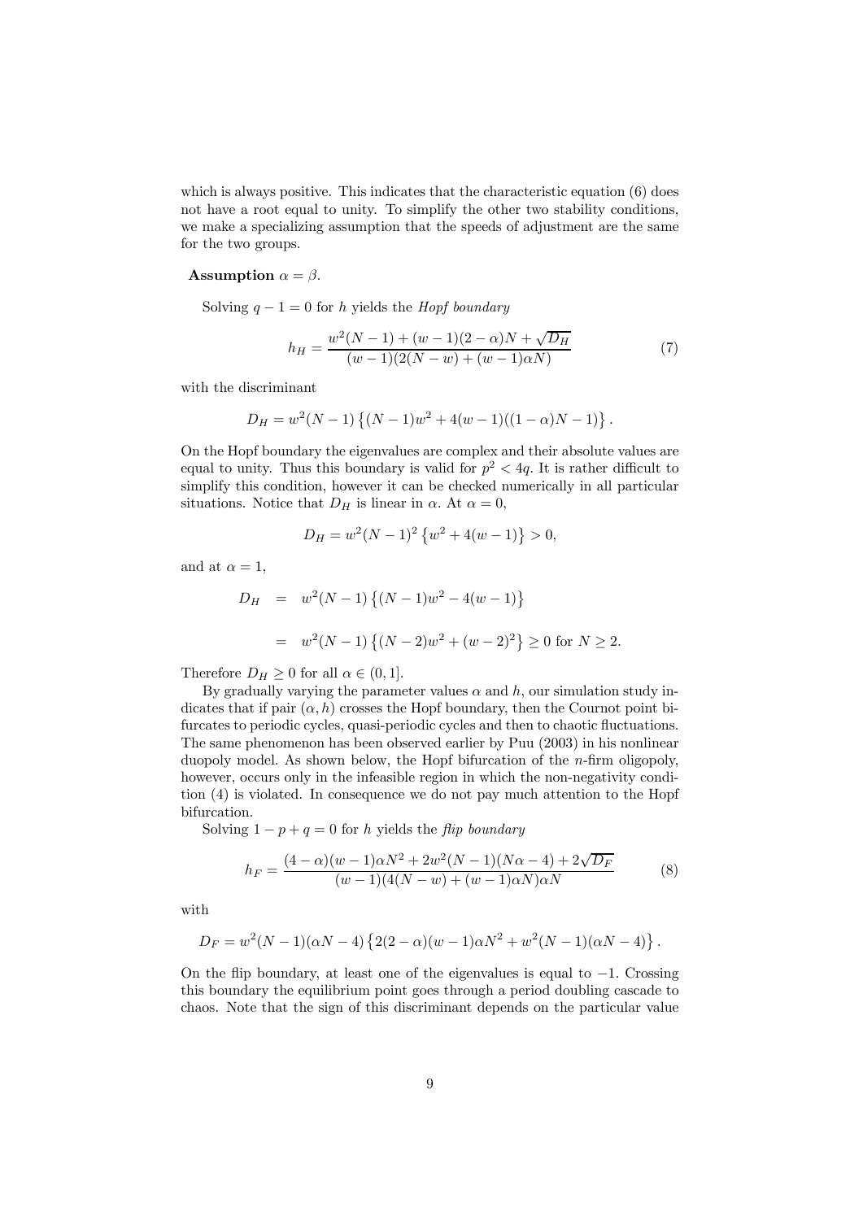which is always positive. This indicates that the characteristic equation (6) does not have a root equal to unity. To simplify the other two stability conditions, we make a specializing assumption that the speeds of adjustment are the same for the two groups.

**Assumption** $\alpha = \beta$.

Solving $q - 1 = 0$ for $h$ yields the *Hopf boundary*

$$h_H = \frac{w^2(N-1) + (w-1)(2-\alpha)N + \sqrt{D_H}}{(w-1)(2(N-w) + (w-1)\alpha N)} \tag{7}$$

with the discriminant

$$D_H = w^2(N-1)\left\{(N-1)w^2 + 4(w-1)((1-\alpha)N - 1)\right\}.$$

On the Hopf boundary the eigenvalues are complex and their absolute values are equal to unity. Thus this boundary is valid for $p^2 < 4q$. It is rather difficult to simplify this condition, however it can be checked numerically in all particular situations. Notice that $D_H$ is linear in $\alpha$. At $\alpha = 0$,

$$D_H = w^2(N-1)^2\left\{w^2 + 4(w-1)\right\} > 0,$$

and at $\alpha = 1$,

$$\begin{aligned} D_H &= w^2(N-1)\left\{(N-1)w^2 - 4(w-1)\right\} \\ &= w^2(N-1)\left\{(N-2)w^2 + (w-2)^2\right\} \geq 0 \text{ for } N \geq 2. \end{aligned}$$

Therefore $D_H \geq 0$ for all $\alpha \in (0, 1]$.

By gradually varying the parameter values $\alpha$ and $h$, our simulation study indicates that if pair $(\alpha, h)$ crosses the Hopf boundary, then the Cournot point bifurcates to periodic cycles, quasi-periodic cycles and then to chaotic fluctuations. The same phenomenon has been observed earlier by Puu (2003) in his nonlinear duopoly model. As shown below, the Hopf bifurcation of the $n$-firm oligopoly, however, occurs only in the infeasible region in which the non-negativity condition (4) is violated. In consequence we do not pay much attention to the Hopf bifurcation.

Solving $1 - p + q = 0$ for $h$ yields the *flip boundary*

$$h_F = \frac{(4-\alpha)(w-1)\alpha N^2 + 2w^2(N-1)(N\alpha - 4) + 2\sqrt{D_F}}{(w-1)(4(N-w) + (w-1)\alpha N)\alpha N} \tag{8}$$

with

$$D_F = w^2(N-1)(\alpha N - 4)\left\{2(2-\alpha)(w-1)\alpha N^2 + w^2(N-1)(\alpha N - 4)\right\}.$$

On the flip boundary, at least one of the eigenvalues is equal to $-1$. Crossing this boundary the equilibrium point goes through a period doubling cascade to chaos. Note that the sign of this discriminant depends on the particular value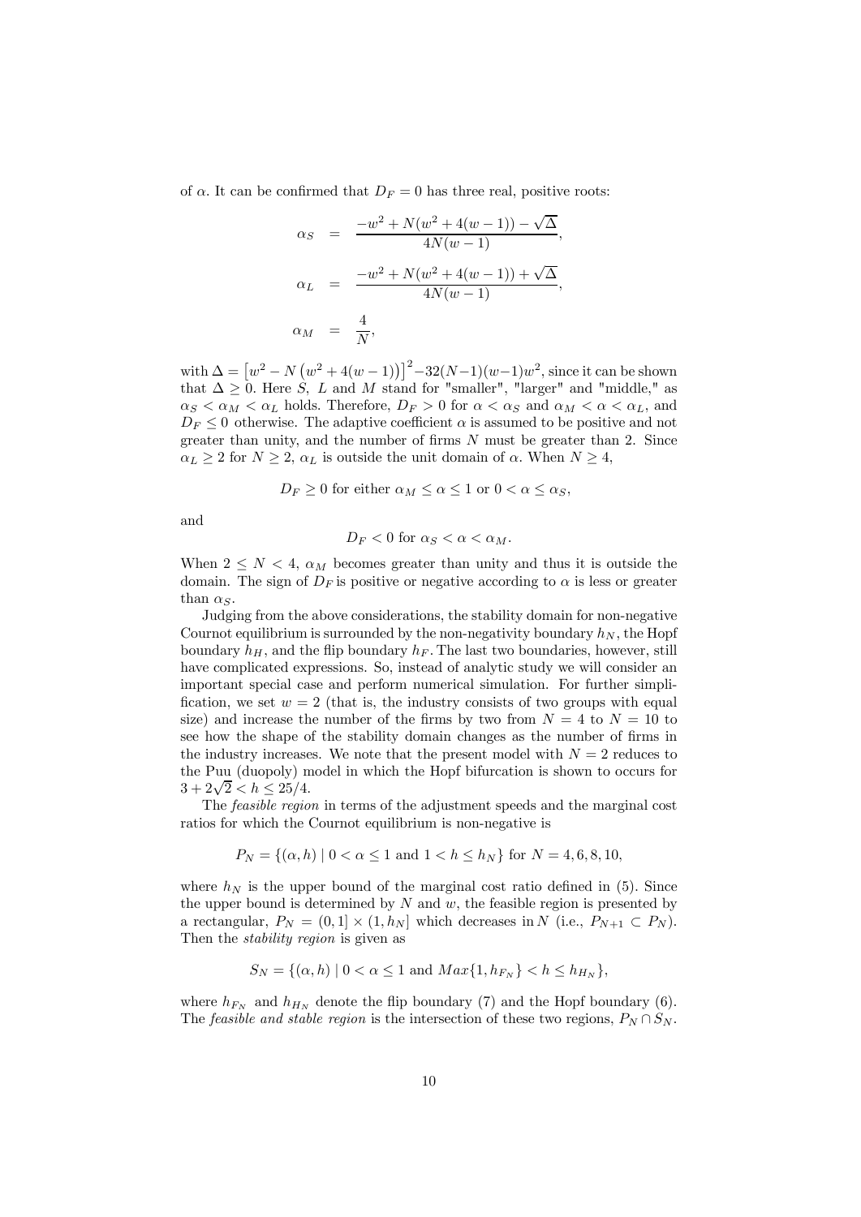of $\alpha$. It can be confirmed that $D_F = 0$ has three real, positive roots:

$$
\begin{aligned}
\alpha_S &= \frac{-w^2 + N(w^2 + 4(w-1)) - \sqrt{\Delta}}{4N(w-1)}, \\
\alpha_L &= \frac{-w^2 + N(w^2 + 4(w-1)) + \sqrt{\Delta}}{4N(w-1)}, \\
\alpha_M &= \frac{4}{N},
\end{aligned}
$$

with $\Delta = \left[w^2 - N\left(w^2 + 4(w-1)\right)\right]^2 - 32(N-1)(w-1)w^2$, since it can be shown that $\Delta \geq 0$. Here $S$, $L$ and $M$ stand for "smaller", "larger" and "middle," as $\alpha_S < \alpha_M < \alpha_L$ holds. Therefore, $D_F > 0$ for $\alpha < \alpha_S$ and $\alpha_M < \alpha < \alpha_L$, and $D_F \leq 0$ otherwise. The adaptive coefficient $\alpha$ is assumed to be positive and not greater than unity, and the number of firms $N$ must be greater than 2. Since $\alpha_L \geq 2$ for $N \geq 2$, $\alpha_L$ is outside the unit domain of $\alpha$. When $N \geq 4$,

$$
D_F \geq 0 \text{ for either } \alpha_M \leq \alpha \leq 1 \text{ or } 0 < \alpha \leq \alpha_S,
$$

and

$$
D_F < 0 \text{ for } \alpha_S < \alpha < \alpha_M.
$$

When $2 \leq N < 4$, $\alpha_M$ becomes greater than unity and thus it is outside the domain. The sign of $D_F$ is positive or negative according to $\alpha$ is less or greater than $\alpha_S$.

Judging from the above considerations, the stability domain for non-negative Cournot equilibrium is surrounded by the non-negativity boundary $h_N$, the Hopf boundary $h_H$, and the flip boundary $h_F$. The last two boundaries, however, still have complicated expressions. So, instead of analytic study we will consider an important special case and perform numerical simulation. For further simplification, we set $w = 2$ (that is, the industry consists of two groups with equal size) and increase the number of the firms by two from $N = 4$ to $N = 10$ to see how the shape of the stability domain changes as the number of firms in the industry increases. We note that the present model with $N = 2$ reduces to the Puu (duopoly) model in which the Hopf bifurcation is shown to occurs for $3 + 2\sqrt{2} < h \leq 25/4$.

The *feasible region* in terms of the adjustment speeds and the marginal cost ratios for which the Cournot equilibrium is non-negative is

$$
P_N = \{(\alpha, h) \mid 0 < \alpha \leq 1 \text{ and } 1 < h \leq h_N\} \text{ for } N = 4, 6, 8, 10,
$$

where $h_N$ is the upper bound of the marginal cost ratio defined in (5). Since the upper bound is determined by $N$ and $w$, the feasible region is presented by a rectangular, $P_N = (0, 1] \times (1, h_N]$ which decreases in $N$ (i.e., $P_{N+1} \subset P_N$). Then the *stability region* is given as

$$
S_N = \{(\alpha, h) \mid 0 < \alpha \leq 1 \text{ and } Max\{1, h_{F_N}\} < h \leq h_{H_N}\},
$$

where $h_{F_N}$ and $h_{H_N}$ denote the flip boundary (7) and the Hopf boundary (6). The *feasible and stable region* is the intersection of these two regions, $P_N \cap S_N$.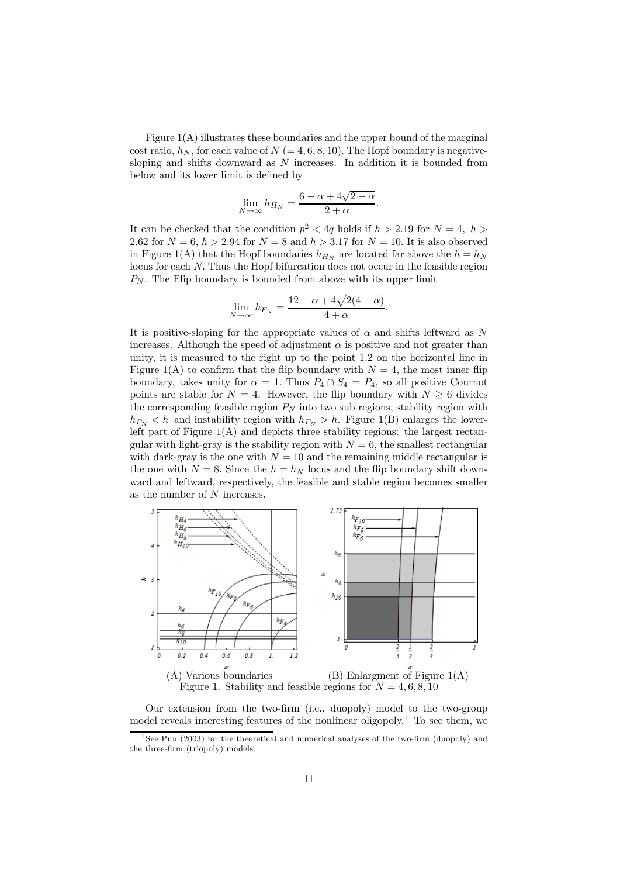Figure 1(A) illustrates these boundaries and the upper bound of the marginal cost ratio, $h_N$, for each value of $N$ $(= 4, 6, 8, 10)$. The Hopf boundary is negative-sloping and shifts downward as $N$ increases. In addition it is bounded from below and its lower limit is defined by

$$\lim_{N\to\infty} h_{H_N} = \frac{6-\alpha+4\sqrt{2-\alpha}}{2+\alpha}.$$

It can be checked that the condition $p^2 < 4q$ holds if $h > 2.19$ for $N = 4$, $h > 2.62$ for $N = 6$, $h > 2.94$ for $N = 8$ and $h > 3.17$ for $N = 10$. It is also observed in Figure 1(A) that the Hopf boundaries $h_{H_N}$ are located far above the $h = h_N$ locus for each $N$. Thus the Hopf bifurcation does not occur in the feasible region $P_N$. The Flip boundary is bounded from above with its upper limit

$$\lim_{N\to\infty} h_{F_N} = \frac{12-\alpha+4\sqrt{2(4-\alpha)}}{4+\alpha}.$$

It is positive-sloping for the appropriate values of $\alpha$ and shifts leftward as $N$ increases. Although the speed of adjustment $\alpha$ is positive and not greater than unity, it is measured to the right up to the point 1.2 on the horizontal line in Figure 1(A) to confirm that the flip boundary with $N = 4$, the most inner flip boundary, takes unity for $\alpha = 1$. Thus $P_4 \cap S_4 = P_4$, so all positive Cournot points are stable for $N = 4$. However, the flip boundary with $N \geq 6$ divides the corresponding feasible region $P_N$ into two sub regions, stability region with $h_{F_N} < h$ and instability region with $h_{F_N} > h$. Figure 1(B) enlarges the lower-left part of Figure 1(A) and depicts three stability regions: the largest rectangular with light-gray is the stability region with $N = 6$, the smallest rectangular with dark-gray is the one with $N = 10$ and the remaining middle rectangular is the one with $N = 8$. Since the $h = h_N$ locus and the flip boundary shift downward and leftward, respectively, the feasible and stable region becomes smaller as the number of $N$ increases.

(A) Various boundaries (B) Enlargment of Figure 1(A)

Figure 1. Stability and feasible regions for $N = 4, 6, 8, 10$

Our extension from the two-firm (i.e., duopoly) model to the two-group model reveals interesting features of the nonlinear oligopoly.[1] To see them, we

[1] See Puu (2003) for the theoretical and numerical analyses of the two-firm (duopoly) and the three-firm (triopoly) models.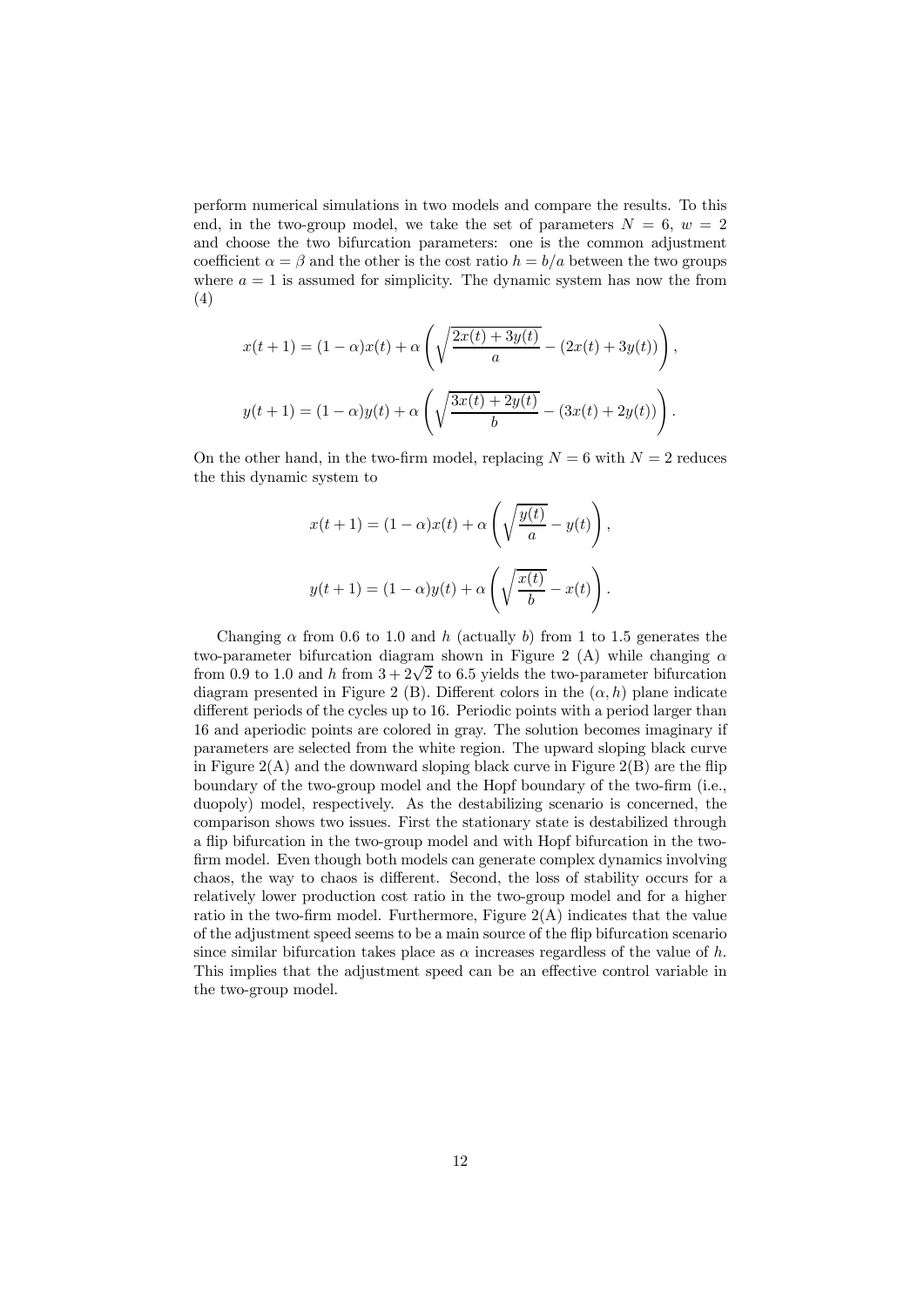perform numerical simulations in two models and compare the results. To this end, in the two-group model, we take the set of parameters $N = 6$, $w = 2$ and choose the two bifurcation parameters: one is the common adjustment coefficient $\alpha = \beta$ and the other is the cost ratio $h = b/a$ between the two groups where $a = 1$ is assumed for simplicity. The dynamic system has now the from (4)

$$x(t+1) = (1-\alpha)x(t) + \alpha\left(\sqrt{\frac{2x(t)+3y(t)}{a}} - (2x(t)+3y(t))\right),$$

$$y(t+1) = (1-\alpha)y(t) + \alpha\left(\sqrt{\frac{3x(t)+2y(t)}{b}} - (3x(t)+2y(t))\right).$$

On the other hand, in the two-firm model, replacing $N = 6$ with $N = 2$ reduces the this dynamic system to

$$x(t+1) = (1-\alpha)x(t) + \alpha\left(\sqrt{\frac{y(t)}{a}} - y(t)\right),$$

$$y(t+1) = (1-\alpha)y(t) + \alpha\left(\sqrt{\frac{x(t)}{b}} - x(t)\right).$$

Changing $\alpha$ from 0.6 to 1.0 and $h$ (actually $b$) from 1 to 1.5 generates the two-parameter bifurcation diagram shown in Figure 2 (A) while changing $\alpha$ from 0.9 to 1.0 and $h$ from $3 + 2\sqrt{2}$ to 6.5 yields the two-parameter bifurcation diagram presented in Figure 2 (B). Different colors in the $(\alpha, h)$ plane indicate different periods of the cycles up to 16. Periodic points with a period larger than 16 and aperiodic points are colored in gray. The solution becomes imaginary if parameters are selected from the white region. The upward sloping black curve in Figure 2(A) and the downward sloping black curve in Figure 2(B) are the flip boundary of the two-group model and the Hopf boundary of the two-firm (i.e., duopoly) model, respectively. As the destabilizing scenario is concerned, the comparison shows two issues. First the stationary state is destabilized through a flip bifurcation in the two-group model and with Hopf bifurcation in the two-firm model. Even though both models can generate complex dynamics involving chaos, the way to chaos is different. Second, the loss of stability occurs for a relatively lower production cost ratio in the two-group model and for a higher ratio in the two-firm model. Furthermore, Figure 2(A) indicates that the value of the adjustment speed seems to be a main source of the flip bifurcation scenario since similar bifurcation takes place as $\alpha$ increases regardless of the value of $h$. This implies that the adjustment speed can be an effective control variable in the two-group model.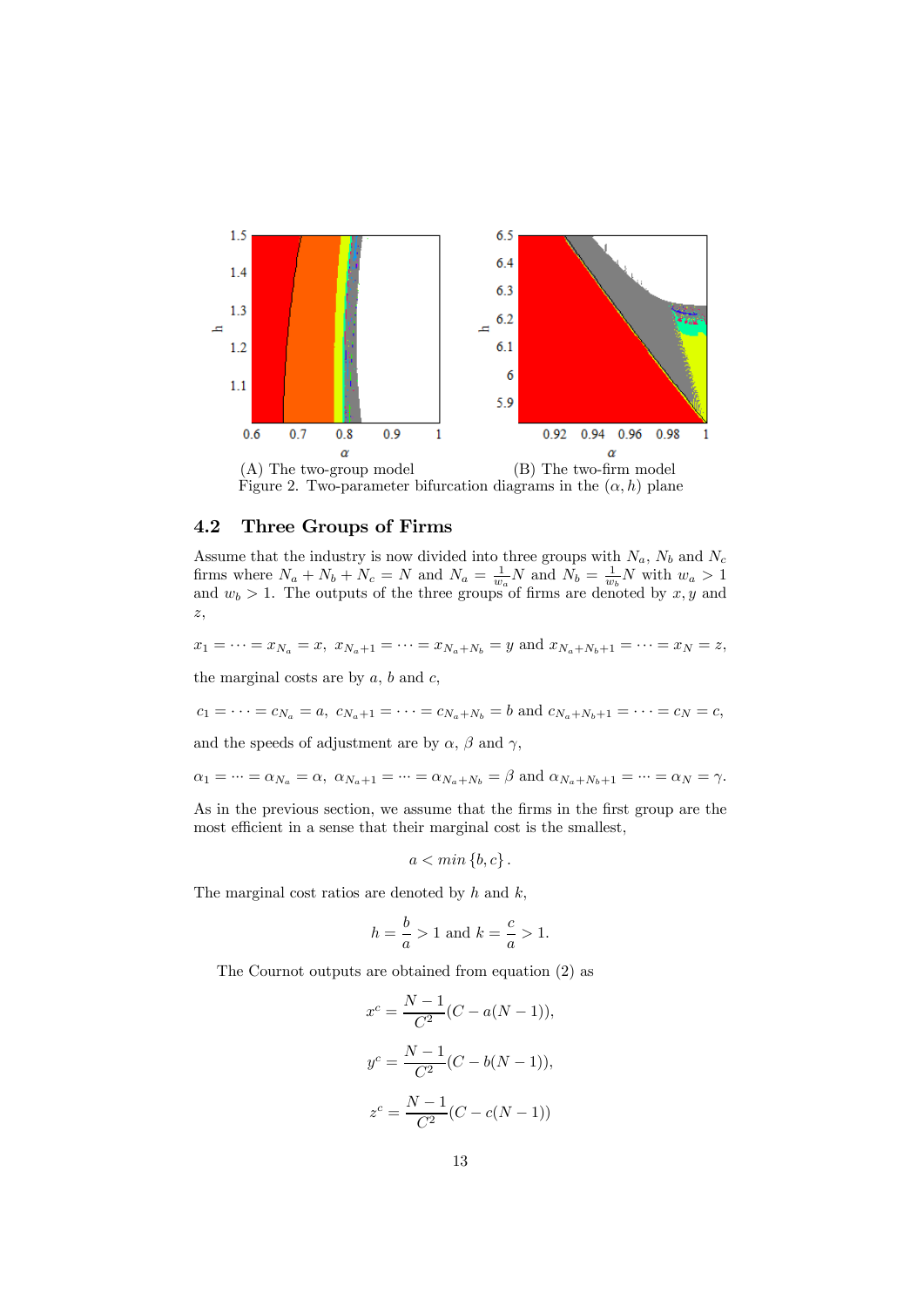(A) The two-group model (B) The two-firm model

Figure 2. Two-parameter bifurcation diagrams in the $(\alpha, h)$ plane

## 4.2 Three Groups of Firms

Assume that the industry is now divided into three groups with $N_a$, $N_b$ and $N_c$ firms where $N_a + N_b + N_c = N$ and $N_a = \frac{1}{w_a}N$ and $N_b = \frac{1}{w_b}N$ with $w_a > 1$ and $w_b > 1$. The outputs of the three groups of firms are denoted by $x, y$ and $z$,

$$x_1 = \cdots = x_{N_a} = x, \; x_{N_a+1} = \cdots = x_{N_a+N_b} = y \text{ and } x_{N_a+N_b+1} = \cdots = x_N = z,$$

the marginal costs are by $a$, $b$ and $c$,

$$c_1 = \cdots = c_{N_a} = a, \; c_{N_a+1} = \cdots = c_{N_a+N_b} = b \text{ and } c_{N_a+N_b+1} = \cdots = c_N = c,$$

and the speeds of adjustment are by $\alpha$, $\beta$ and $\gamma$,

$$\alpha_1 = \cdots = \alpha_{N_a} = \alpha, \; \alpha_{N_a+1} = \cdots = \alpha_{N_a+N_b} = \beta \text{ and } \alpha_{N_a+N_b+1} = \cdots = \alpha_N = \gamma.$$

As in the previous section, we assume that the firms in the first group are the most efficient in a sense that their marginal cost is the smallest,

$$a < min\{b, c\}.$$

The marginal cost ratios are denoted by $h$ and $k$,

$$h = \frac{b}{a} > 1 \text{ and } k = \frac{c}{a} > 1.$$

The Cournot outputs are obtained from equation (2) as

$$x^c = \frac{N-1}{C^2}(C - a(N-1)),$$

$$y^c = \frac{N-1}{C^2}(C - b(N-1)),$$

$$z^c = \frac{N-1}{C^2}(C - c(N-1))$$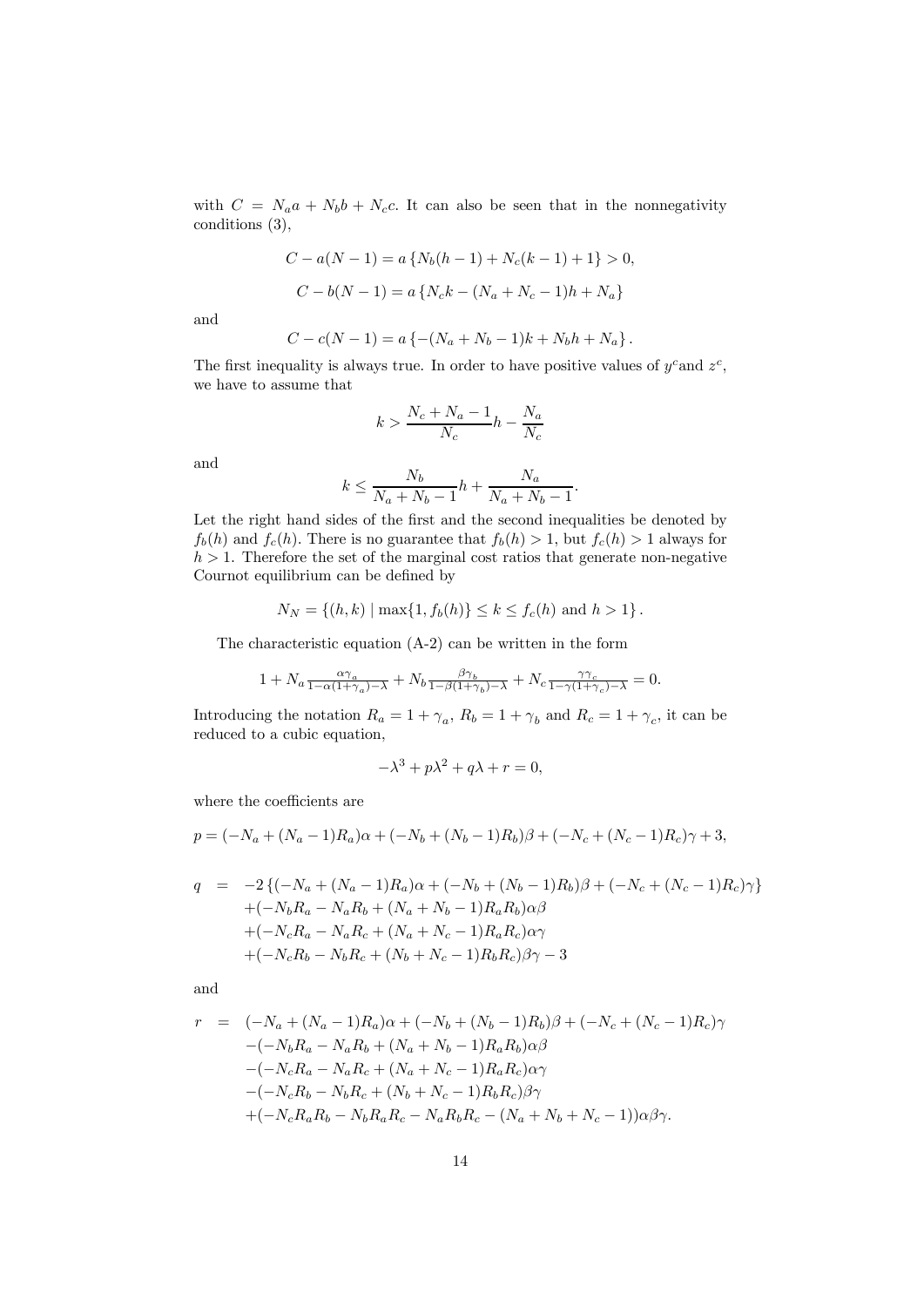with $C = N_a a + N_b b + N_c c$. It can also be seen that in the nonnegativity conditions (3),

$$C - a(N-1) = a\left\{N_b(h-1) + N_c(k-1) + 1\right\} > 0,$$

$$C - b(N-1) = a\left\{N_c k - (N_a + N_c - 1)h + N_a\right\}$$

and

$$C - c(N-1) = a\left\{-(N_a + N_b - 1)k + N_b h + N_a\right\}.$$

The first inequality is always true. In order to have positive values of $y^c$ and $z^c$, we have to assume that

$$k > \frac{N_c + N_a - 1}{N_c}h - \frac{N_a}{N_c}$$

and

$$k \leq \frac{N_b}{N_a + N_b - 1}h + \frac{N_a}{N_a + N_b - 1}.$$

Let the right hand sides of the first and the second inequalities be denoted by $f_b(h)$ and $f_c(h)$. There is no guarantee that $f_b(h) > 1$, but $f_c(h) > 1$ always for $h > 1$. Therefore the set of the marginal cost ratios that generate non-negative Cournot equilibrium can be defined by

$$N_N = \left\{(h,k) \mid \max\{1, f_b(h)\} \leq k \leq f_c(h) \text{ and } h > 1\right\}.$$

The characteristic equation (A-2) can be written in the form

$$1 + N_a \frac{\alpha\gamma_a}{1 - \alpha(1+\gamma_a) - \lambda} + N_b \frac{\beta\gamma_b}{1 - \beta(1+\gamma_b) - \lambda} + N_c \frac{\gamma\gamma_c}{1 - \gamma(1+\gamma_c) - \lambda} = 0.$$

Introducing the notation $R_a = 1 + \gamma_a$, $R_b = 1 + \gamma_b$ and $R_c = 1 + \gamma_c$, it can be reduced to a cubic equation,

$$-\lambda^3 + p\lambda^2 + q\lambda + r = 0,$$

where the coefficients are

$$p = (-N_a + (N_a - 1)R_a)\alpha + (-N_b + (N_b - 1)R_b)\beta + (-N_c + (N_c - 1)R_c)\gamma + 3,$$

$$\begin{aligned}
q \;=\; & -2\left\{(-N_a + (N_a - 1)R_a)\alpha + (-N_b + (N_b - 1)R_b)\beta + (-N_c + (N_c - 1)R_c)\gamma\right\} \\
& + (-N_b R_a - N_a R_b + (N_a + N_b - 1)R_a R_b)\alpha\beta \\
& + (-N_c R_a - N_a R_c + (N_a + N_c - 1)R_a R_c)\alpha\gamma \\
& + (-N_c R_b - N_b R_c + (N_b + N_c - 1)R_b R_c)\beta\gamma - 3
\end{aligned}$$

and

$$\begin{aligned}
r \;=\; & (-N_a + (N_a - 1)R_a)\alpha + (-N_b + (N_b - 1)R_b)\beta + (-N_c + (N_c - 1)R_c)\gamma \\
& - (-N_b R_a - N_a R_b + (N_a + N_b - 1)R_a R_b)\alpha\beta \\
& - (-N_c R_a - N_a R_c + (N_a + N_c - 1)R_a R_c)\alpha\gamma \\
& - (-N_c R_b - N_b R_c + (N_b + N_c - 1)R_b R_c)\beta\gamma \\
& + (-N_c R_a R_b - N_b R_a R_c - N_a R_b R_c - (N_a + N_b + N_c - 1))\alpha\beta\gamma.
\end{aligned}$$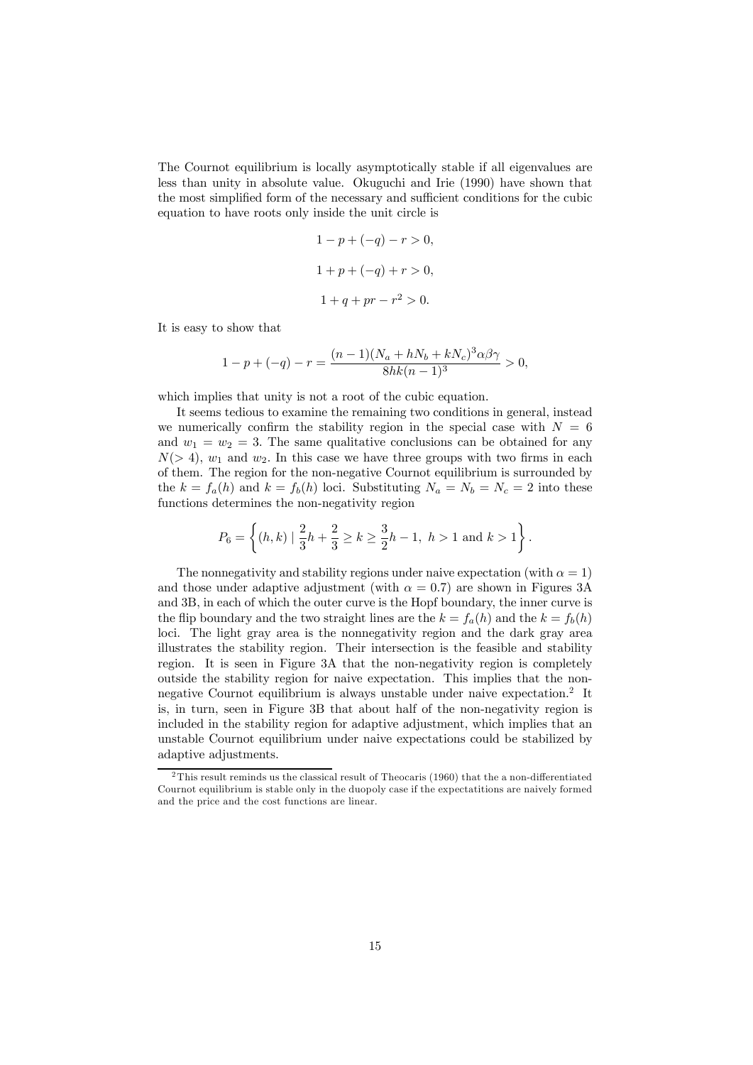The Cournot equilibrium is locally asymptotically stable if all eigenvalues are less than unity in absolute value. Okuguchi and Irie (1990) have shown that the most simplified form of the necessary and sufficient conditions for the cubic equation to have roots only inside the unit circle is

$$1 - p + (-q) - r > 0,$$

$$1 + p + (-q) + r > 0,$$

$$1 + q + pr - r^2 > 0.$$

It is easy to show that

$$1 - p + (-q) - r = \frac{(n-1)(N_a + hN_b + kN_c)^3 \alpha\beta\gamma}{8hk(n-1)^3} > 0,$$

which implies that unity is not a root of the cubic equation.

It seems tedious to examine the remaining two conditions in general, instead we numerically confirm the stability region in the special case with $N = 6$ and $w_1 = w_2 = 3$. The same qualitative conclusions can be obtained for any $N(> 4)$, $w_1$ and $w_2$. In this case we have three groups with two firms in each of them. The region for the non-negative Cournot equilibrium is surrounded by the $k = f_a(h)$ and $k = f_b(h)$ loci. Substituting $N_a = N_b = N_c = 2$ into these functions determines the non-negativity region

$$P_6 = \left\{ (h,k) \mid \frac{2}{3}h + \frac{2}{3} \geq k \geq \frac{3}{2}h - 1,\ h > 1 \text{ and } k > 1 \right\}.$$

The nonnegativity and stability regions under naive expectation (with $\alpha = 1$) and those under adaptive adjustment (with $\alpha = 0.7$) are shown in Figures 3A and 3B, in each of which the outer curve is the Hopf boundary, the inner curve is the flip boundary and the two straight lines are the $k = f_a(h)$ and the $k = f_b(h)$ loci. The light gray area is the nonnegativity region and the dark gray area illustrates the stability region. Their intersection is the feasible and stability region. It is seen in Figure 3A that the non-negativity region is completely outside the stability region for naive expectation. This implies that the non-negative Cournot equilibrium is always unstable under naive expectation.[2] It is, in turn, seen in Figure 3B that about half of the non-negativity region is included in the stability region for adaptive adjustment, which implies that an unstable Cournot equilibrium under naive expectations could be stabilized by adaptive adjustments.

[2] This result reminds us the classical result of Theocaris (1960) that the a non-differentiated Cournot equilibrium is stable only in the duopoly case if the expectatitions are naively formed and the price and the cost functions are linear.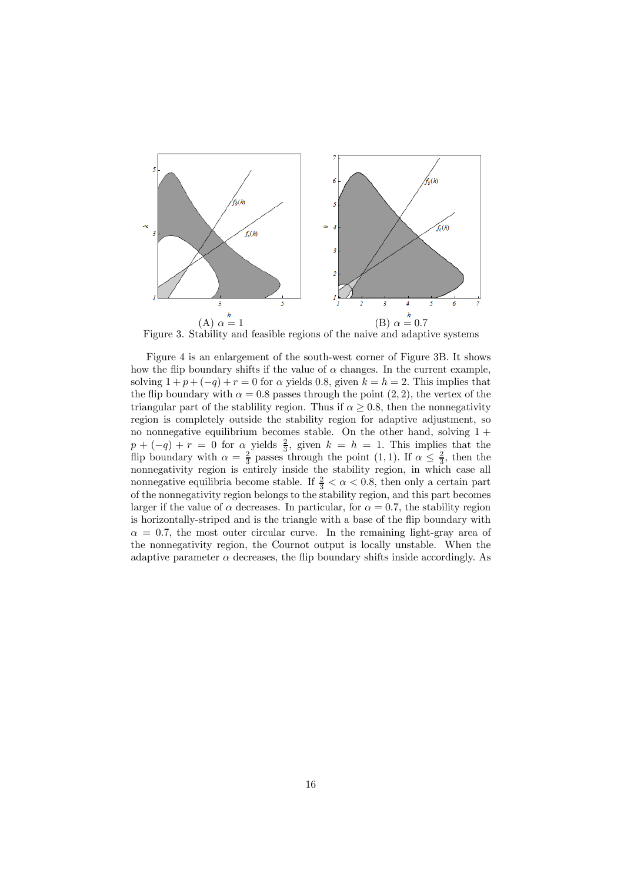(A) $\alpha = 1$ (B) $\alpha = 0.7$

Figure 3. Stability and feasible regions of the naive and adaptive systems

Figure 4 is an enlargement of the south-west corner of Figure 3B. It shows how the flip boundary shifts if the value of $\alpha$ changes. In the current example, solving $1 + p + (-q) + r = 0$ for $\alpha$ yields 0.8, given $k = h = 2$. This implies that the flip boundary with $\alpha = 0.8$ passes through the point $(2, 2)$, the vertex of the triangular part of the stablility region. Thus if $\alpha \geq 0.8$, then the nonnegativity region is completely outside the stability region for adaptive adjustment, so no nonnegative equilibrium becomes stable. On the other hand, solving $1 + p + (-q) + r = 0$ for $\alpha$ yields $\frac{2}{3}$, given $k = h = 1$. This implies that the flip boundary with $\alpha = \frac{2}{3}$ passes through the point $(1, 1)$. If $\alpha \leq \frac{2}{3}$, then the nonnegativity region is entirely inside the stability region, in which case all nonnegative equilibria become stable. If $\frac{2}{3} < \alpha < 0.8$, then only a certain part of the nonnegativity region belongs to the stability region, and this part becomes larger if the value of $\alpha$ decreases. In particular, for $\alpha = 0.7$, the stability region is horizontally-striped and is the triangle with a base of the flip boundary with $\alpha = 0.7$, the most outer circular curve. In the remaining light-gray area of the nonnegativity region, the Cournot output is locally unstable. When the adaptive parameter $\alpha$ decreases, the flip boundary shifts inside accordingly. As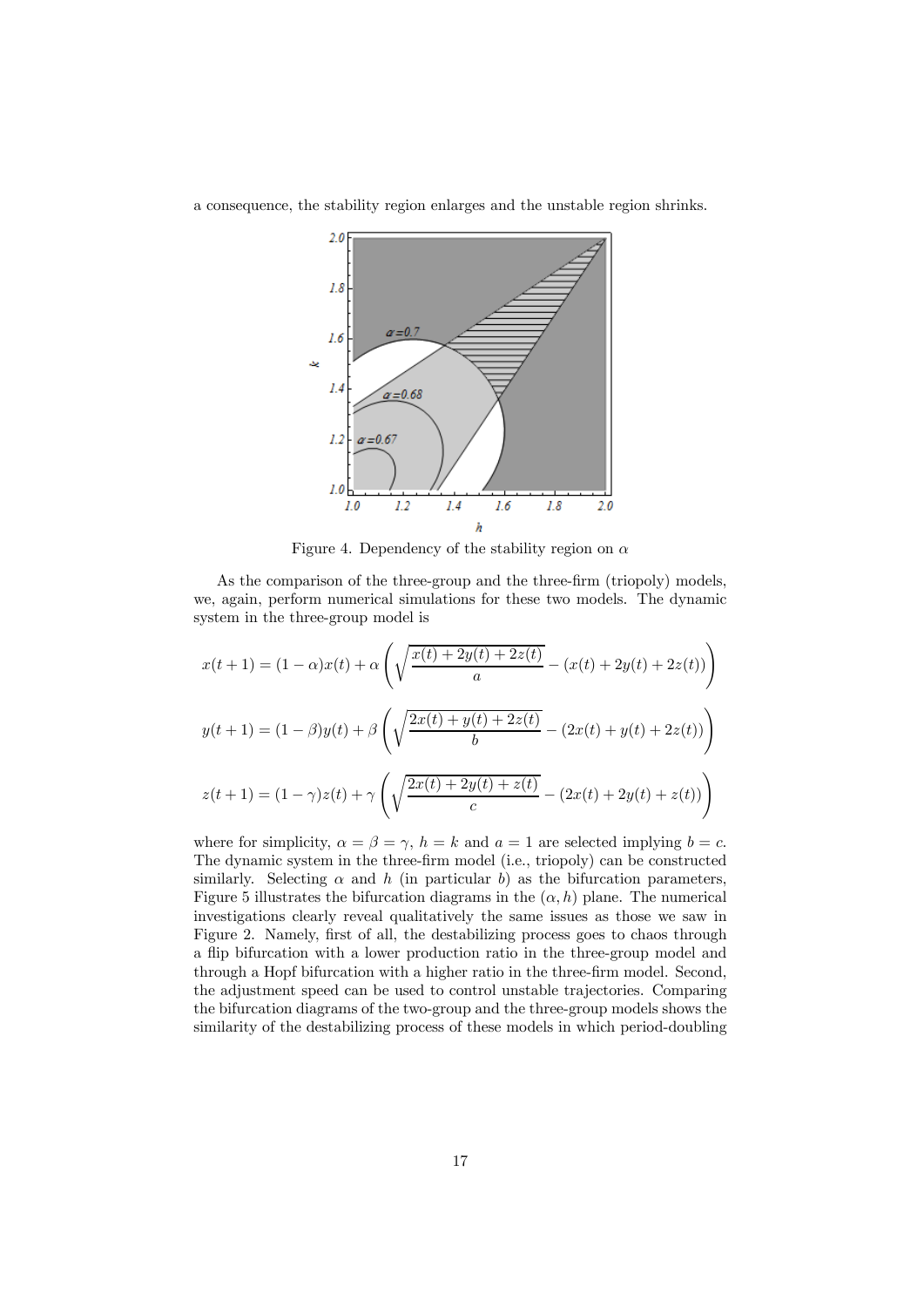a consequence, the stability region enlarges and the unstable region shrinks.

Figure 4. Dependency of the stability region on $\alpha$

As the comparison of the three-group and the three-firm (triopoly) models, we, again, perform numerical simulations for these two models. The dynamic system in the three-group model is

$$x(t+1) = (1-\alpha)x(t) + \alpha\left(\sqrt{\frac{x(t)+2y(t)+2z(t)}{a}} - (x(t)+2y(t)+2z(t))\right)$$

$$y(t+1) = (1-\beta)y(t) + \beta\left(\sqrt{\frac{2x(t)+y(t)+2z(t)}{b}} - (2x(t)+y(t)+2z(t))\right)$$

$$z(t+1) = (1-\gamma)z(t) + \gamma\left(\sqrt{\frac{2x(t)+2y(t)+z(t)}{c}} - (2x(t)+2y(t)+z(t))\right)$$

where for simplicity, $\alpha = \beta = \gamma$, $h = k$ and $a = 1$ are selected implying $b = c$. The dynamic system in the three-firm model (i.e., triopoly) can be constructed similarly. Selecting $\alpha$ and $h$ (in particular $b$) as the bifurcation parameters, Figure 5 illustrates the bifurcation diagrams in the $(\alpha, h)$ plane. The numerical investigations clearly reveal qualitatively the same issues as those we saw in Figure 2. Namely, first of all, the destabilizing process goes to chaos through a flip bifurcation with a lower production ratio in the three-group model and through a Hopf bifurcation with a higher ratio in the three-firm model. Second, the adjustment speed can be used to control unstable trajectories. Comparing the bifurcation diagrams of the two-group and the three-group models shows the similarity of the destabilizing process of these models in which period-doubling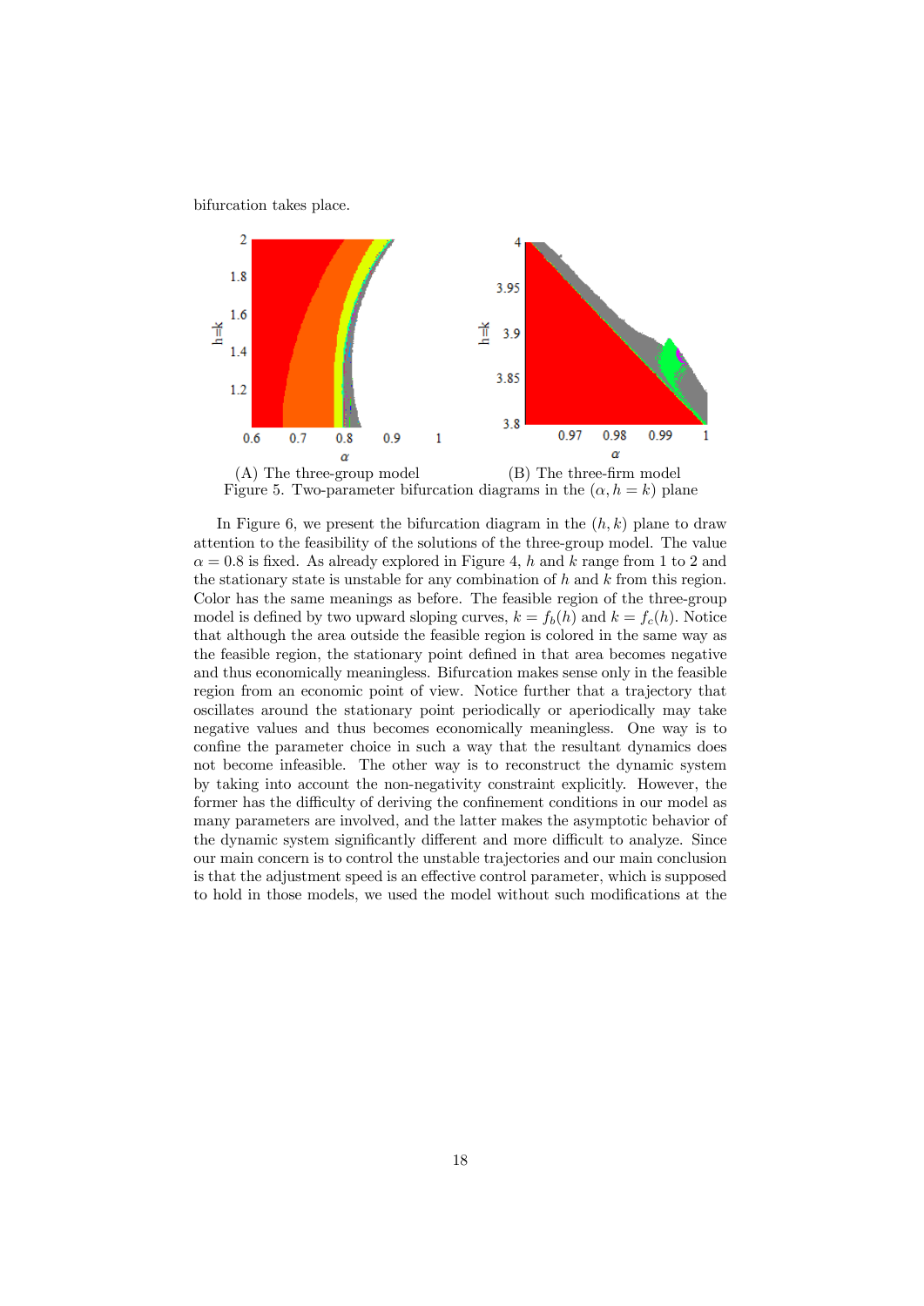bifurcation takes place.

(A) The three-group model (B) The three-firm model

Figure 5. Two-parameter bifurcation diagrams in the $(\alpha, h = k)$ plane

In Figure 6, we present the bifurcation diagram in the $(h, k)$ plane to draw attention to the feasibility of the solutions of the three-group model. The value $\alpha = 0.8$ is fixed. As already explored in Figure 4, $h$ and $k$ range from 1 to 2 and the stationary state is unstable for any combination of $h$ and $k$ from this region. Color has the same meanings as before. The feasible region of the three-group model is defined by two upward sloping curves, $k = f_b(h)$ and $k = f_c(h)$. Notice that although the area outside the feasible region is colored in the same way as the feasible region, the stationary point defined in that area becomes negative and thus economically meaningless. Bifurcation makes sense only in the feasible region from an economic point of view. Notice further that a trajectory that oscillates around the stationary point periodically or aperiodically may take negative values and thus becomes economically meaningless. One way is to confine the parameter choice in such a way that the resultant dynamics does not become infeasible. The other way is to reconstruct the dynamic system by taking into account the non-negativity constraint explicitly. However, the former has the difficulty of deriving the confinement conditions in our model as many parameters are involved, and the latter makes the asymptotic behavior of the dynamic system significantly different and more difficult to analyze. Since our main concern is to control the unstable trajectories and our main conclusion is that the adjustment speed is an effective control parameter, which is supposed to hold in those models, we used the model without such modifications at the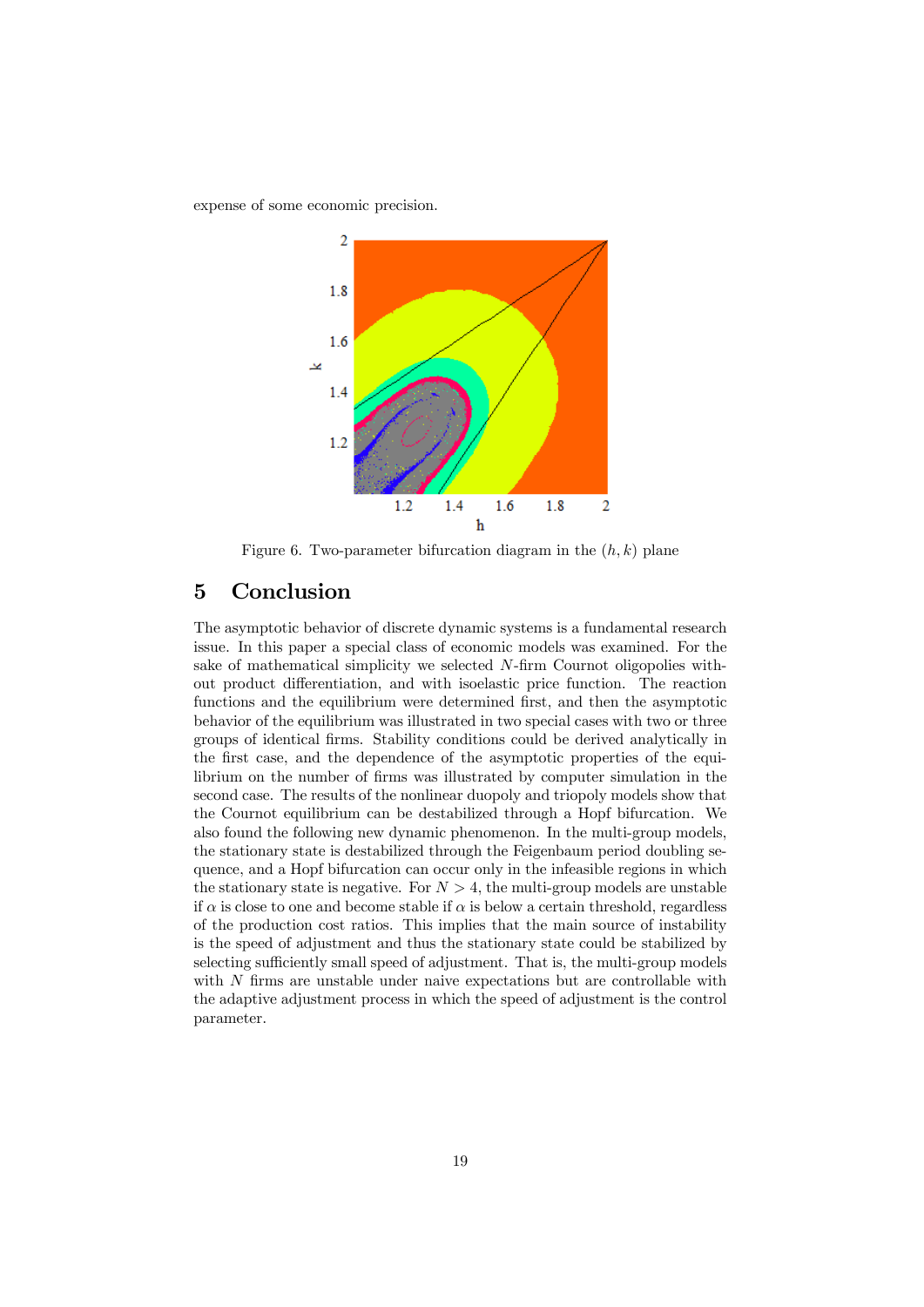expense of some economic precision.

Figure 6. Two-parameter bifurcation diagram in the $(h, k)$ plane

## 5 Conclusion

The asymptotic behavior of discrete dynamic systems is a fundamental research issue. In this paper a special class of economic models was examined. For the sake of mathematical simplicity we selected $N$-firm Cournot oligopolies without product differentiation, and with isoelastic price function. The reaction functions and the equilibrium were determined first, and then the asymptotic behavior of the equilibrium was illustrated in two special cases with two or three groups of identical firms. Stability conditions could be derived analytically in the first case, and the dependence of the asymptotic properties of the equilibrium on the number of firms was illustrated by computer simulation in the second case. The results of the nonlinear duopoly and triopoly models show that the Cournot equilibrium can be destabilized through a Hopf bifurcation. We also found the following new dynamic phenomenon. In the multi-group models, the stationary state is destabilized through the Feigenbaum period doubling sequence, and a Hopf bifurcation can occur only in the infeasible regions in which the stationary state is negative. For $N > 4$, the multi-group models are unstable if $\alpha$ is close to one and become stable if $\alpha$ is below a certain threshold, regardless of the production cost ratios. This implies that the main source of instability is the speed of adjustment and thus the stationary state could be stabilized by selecting sufficiently small speed of adjustment. That is, the multi-group models with $N$ firms are unstable under naive expectations but are controllable with the adaptive adjustment process in which the speed of adjustment is the control parameter.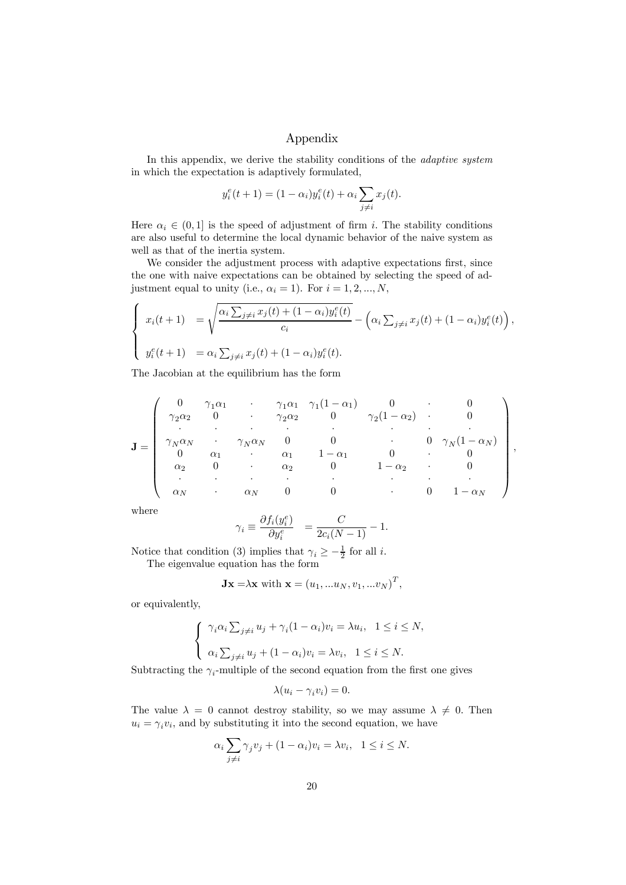# Appendix

In this appendix, we derive the stability conditions of the *adaptive system* in which the expectation is adaptively formulated,

$$y_i^e(t+1) = (1-\alpha_i)y_i^e(t) + \alpha_i \sum_{j \neq i} x_j(t).$$

Here $\alpha_i \in (0, 1]$ is the speed of adjustment of firm $i$. The stability conditions are also useful to determine the local dynamic behavior of the naive system as well as that of the inertia system.

We consider the adjustment process with adaptive expectations first, since the one with naive expectations can be obtained by selecting the speed of adjustment equal to unity (i.e., $\alpha_i = 1$). For $i = 1, 2, ..., N$,

$$\begin{cases} x_i(t+1) &= \sqrt{\dfrac{\alpha_i \sum_{j \neq i} x_j(t) + (1-\alpha_i)y_i^e(t)}{c_i}} - \left(\alpha_i \sum_{j \neq i} x_j(t) + (1-\alpha_i)y_i^e(t)\right), \\ y_i^e(t+1) &= \alpha_i \sum_{j \neq i} x_j(t) + (1-\alpha_i)y_i^e(t). \end{cases}$$

The Jacobian at the equilibrium has the form

$$\mathbf{J} = \begin{pmatrix} 0 & \gamma_1\alpha_1 & \cdot & \gamma_1\alpha_1 & \gamma_1(1-\alpha_1) & 0 & \cdot & 0 \\ \gamma_2\alpha_2 & 0 & \cdot & \gamma_2\alpha_2 & 0 & \gamma_2(1-\alpha_2) & \cdot & 0 \\ \cdot & \cdot & \cdot & \cdot & \cdot & \cdot & \cdot & \cdot \\ \gamma_N\alpha_N & \cdot & \gamma_N\alpha_N & 0 & 0 & \cdot & 0 & \gamma_N(1-\alpha_N) \\ 0 & \alpha_1 & \cdot & \alpha_1 & 1-\alpha_1 & 0 & \cdot & 0 \\ \alpha_2 & 0 & \cdot & \alpha_2 & 0 & 1-\alpha_2 & \cdot & 0 \\ \cdot & \cdot & \cdot & \cdot & \cdot & \cdot & \cdot & \cdot \\ \alpha_N & \cdot & \alpha_N & 0 & 0 & \cdot & 0 & 1-\alpha_N \end{pmatrix},$$

where

$$\gamma_i \equiv \frac{\partial f_i(y_i^e)}{\partial y_i^e} = \frac{C}{2c_i(N-1)} - 1.$$

Notice that condition (3) implies that $\gamma_i \geq -\frac{1}{2}$ for all $i$.

The eigenvalue equation has the form

$$\mathbf{J}\mathbf{x} = \lambda\mathbf{x} \text{ with } \mathbf{x} = (u_1, ...u_N, v_1, ...v_N)^T,$$

or equivalently,

$$\begin{cases} \gamma_i\alpha_i \sum_{j \neq i} u_j + \gamma_i(1-\alpha_i)v_i = \lambda u_i, & 1 \leq i \leq N, \\ \alpha_i \sum_{j \neq i} u_j + (1-\alpha_i)v_i = \lambda v_i, & 1 \leq i \leq N. \end{cases}$$

Subtracting the $\gamma_i$-multiple of the second equation from the first one gives

$$\lambda(u_i - \gamma_i v_i) = 0.$$

The value $\lambda = 0$ cannot destroy stability, so we may assume $\lambda \neq 0$. Then $u_i = \gamma_i v_i$, and by substituting it into the second equation, we have

$$\alpha_i \sum_{j \neq i} \gamma_j v_j + (1-\alpha_i)v_i = \lambda v_i, \quad 1 \leq i \leq N.$$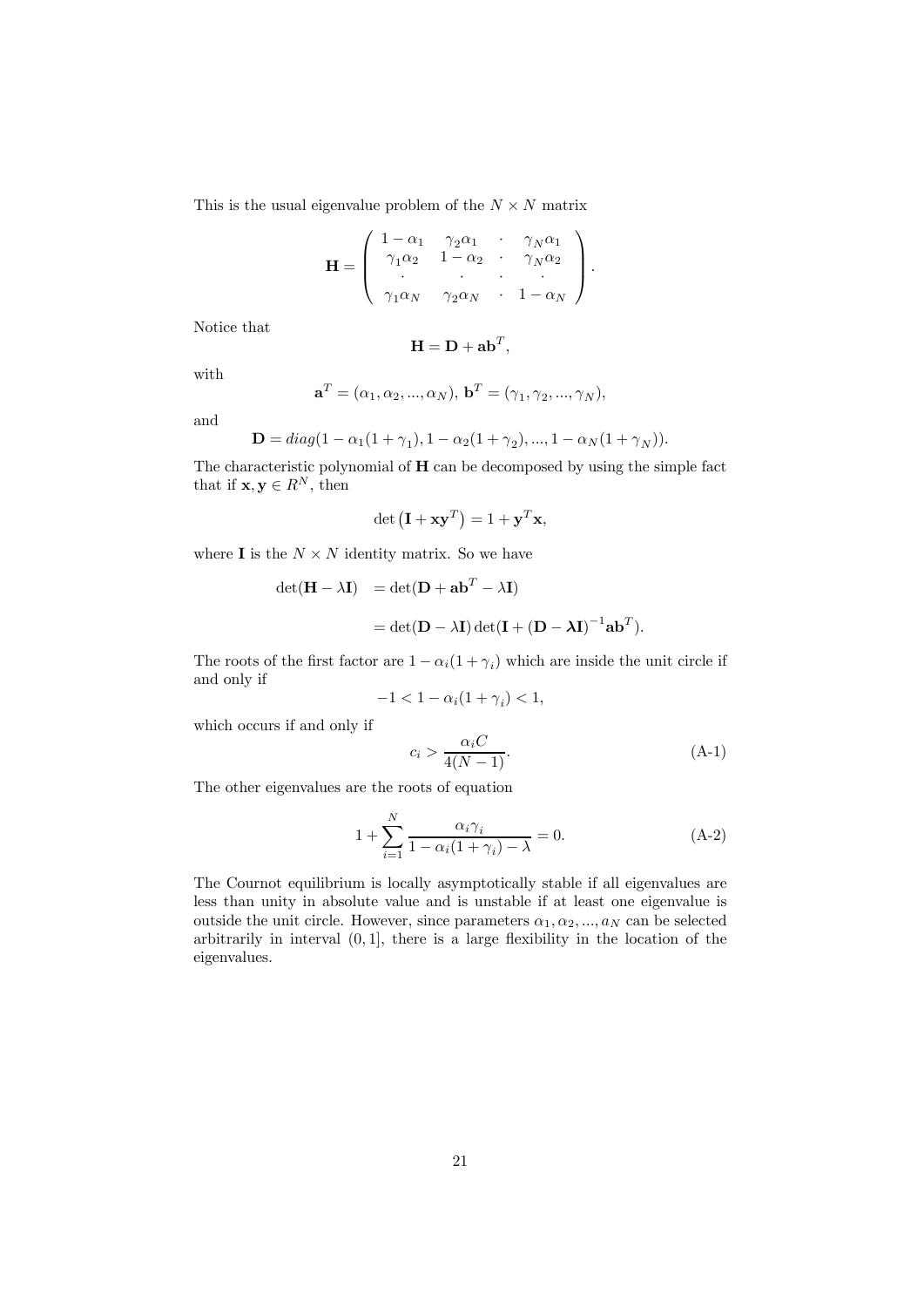This is the usual eigenvalue problem of the $N \times N$ matrix

$$\mathbf{H} = \begin{pmatrix} 1-\alpha_1 & \gamma_2\alpha_1 & \cdot & \gamma_N\alpha_1 \\ \gamma_1\alpha_2 & 1-\alpha_2 & \cdot & \gamma_N\alpha_2 \\ \cdot & \cdot & \cdot & \cdot \\ \gamma_1\alpha_N & \gamma_2\alpha_N & \cdot & 1-\alpha_N \end{pmatrix}.$$

Notice that

$$\mathbf{H} = \mathbf{D} + \mathbf{a}\mathbf{b}^T,$$

with

$$\mathbf{a}^T = (\alpha_1, \alpha_2, ..., \alpha_N),\ \mathbf{b}^T = (\gamma_1, \gamma_2, ..., \gamma_N),$$

and

$$\mathbf{D} = diag(1-\alpha_1(1+\gamma_1), 1-\alpha_2(1+\gamma_2), ..., 1-\alpha_N(1+\gamma_N)).$$

The characteristic polynomial of $\mathbf{H}$ can be decomposed by using the simple fact that if $\mathbf{x}, \mathbf{y} \in R^N$, then

$$\det\left(\mathbf{I} + \mathbf{x}\mathbf{y}^T\right) = 1 + \mathbf{y}^T\mathbf{x},$$

where $\mathbf{I}$ is the $N \times N$ identity matrix. So we have

$$\begin{aligned} \det(\mathbf{H} - \lambda\mathbf{I}) &= \det(\mathbf{D} + \mathbf{a}\mathbf{b}^T - \lambda\mathbf{I}) \\ &= \det(\mathbf{D} - \lambda\mathbf{I}) \det(\mathbf{I} + (\mathbf{D} - \boldsymbol{\lambda}\mathbf{I})^{-1}\mathbf{a}\mathbf{b}^T). \end{aligned}$$

The roots of the first factor are $1 - \alpha_i(1+\gamma_i)$ which are inside the unit circle if and only if

$$-1 < 1 - \alpha_i(1+\gamma_i) < 1,$$

which occurs if and only if

$$c_i > \frac{\alpha_i C}{4(N-1)}. \tag{A-1}$$

The other eigenvalues are the roots of equation

$$1 + \sum_{i=1}^{N} \frac{\alpha_i\gamma_i}{1 - \alpha_i(1+\gamma_i) - \lambda} = 0. \tag{A-2}$$

The Cournot equilibrium is locally asymptotically stable if all eigenvalues are less than unity in absolute value and is unstable if at least one eigenvalue is outside the unit circle. However, since parameters $\alpha_1, \alpha_2, ..., a_N$ can be selected arbitrarily in interval $(0, 1]$, there is a large flexibility in the location of the eigenvalues.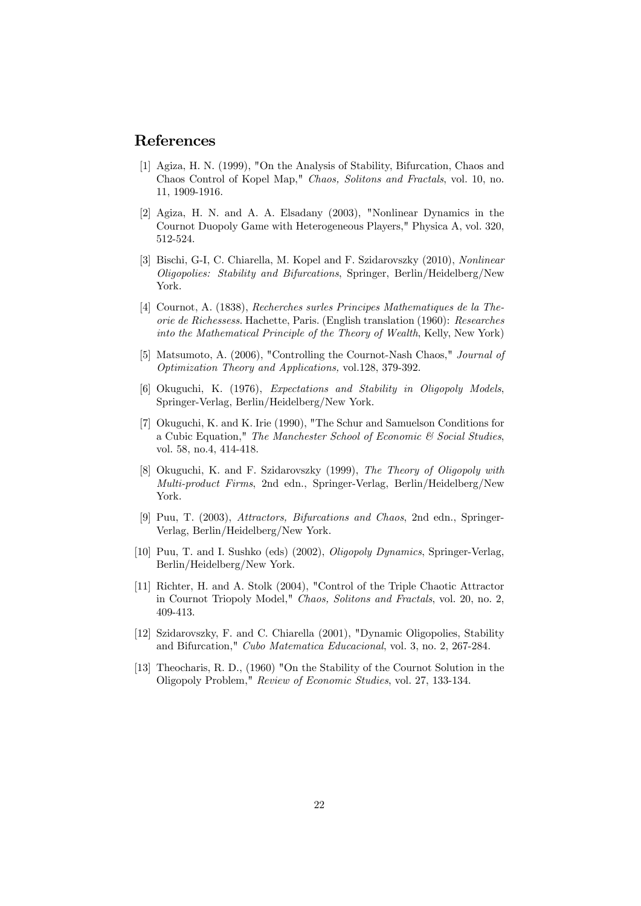## References

[1] Agiza, H. N. (1999), "On the Analysis of Stability, Bifurcation, Chaos and Chaos Control of Kopel Map," *Chaos, Solitons and Fractals*, vol. 10, no. 11, 1909-1916.

[2] Agiza, H. N. and A. A. Elsadany (2003), "Nonlinear Dynamics in the Cournot Duopoly Game with Heterogeneous Players," Physica A, vol. 320, 512-524.

[3] Bischi, G-I, C. Chiarella, M. Kopel and F. Szidarovszky (2010), *Nonlinear Oligopolies: Stability and Bifurcations*, Springer, Berlin/Heidelberg/New York.

[4] Cournot, A. (1838), *Recherches surles Principes Mathematiques de la Theorie de Richessess*. Hachette, Paris. (English translation (1960): *Researches into the Mathematical Principle of the Theory of Wealth*, Kelly, New York)

[5] Matsumoto, A. (2006), "Controlling the Cournot-Nash Chaos," *Journal of Optimization Theory and Applications*, vol.128, 379-392.

[6] Okuguchi, K. (1976), *Expectations and Stability in Oligopoly Models*, Springer-Verlag, Berlin/Heidelberg/New York.

[7] Okuguchi, K. and K. Irie (1990), "The Schur and Samuelson Conditions for a Cubic Equation," *The Manchester School of Economic & Social Studies*, vol. 58, no.4, 414-418.

[8] Okuguchi, K. and F. Szidarovszky (1999), *The Theory of Oligopoly with Multi-product Firms*, 2nd edn., Springer-Verlag, Berlin/Heidelberg/New York.

[9] Puu, T. (2003), *Attractors, Bifurcations and Chaos*, 2nd edn., Springer-Verlag, Berlin/Heidelberg/New York.

[10] Puu, T. and I. Sushko (eds) (2002), *Oligopoly Dynamics*, Springer-Verlag, Berlin/Heidelberg/New York.

[11] Richter, H. and A. Stolk (2004), "Control of the Triple Chaotic Attractor in Cournot Triopoly Model," *Chaos, Solitons and Fractals*, vol. 20, no. 2, 409-413.

[12] Szidarovszky, F. and C. Chiarella (2001), "Dynamic Oligopolies, Stability and Bifurcation," *Cubo Matematica Educacional*, vol. 3, no. 2, 267-284.

[13] Theocharis, R. D., (1960) "On the Stability of the Cournot Solution in the Oligopoly Problem," *Review of Economic Studies*, vol. 27, 133-134.